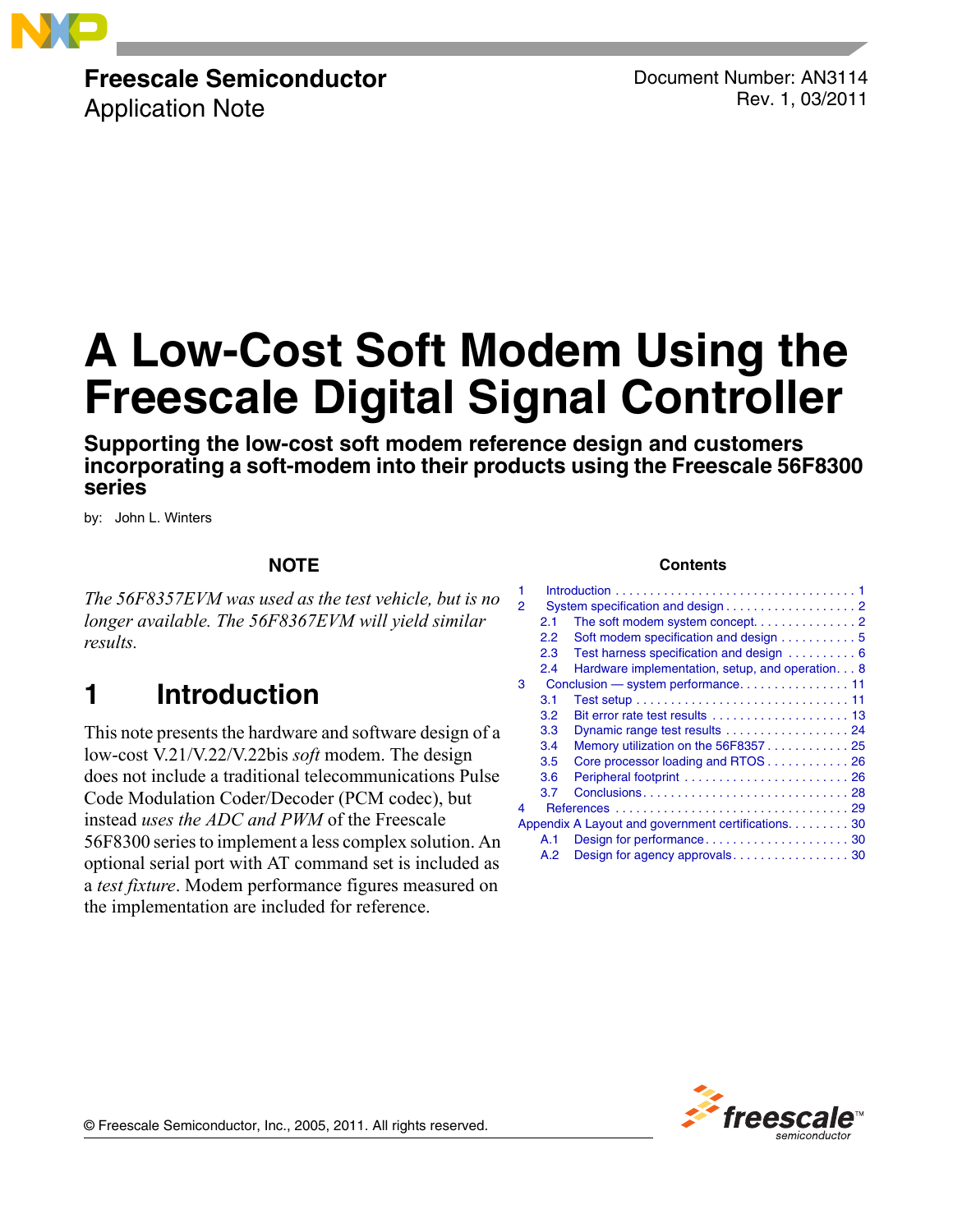Freescale Semiconductor
Application Note

Document Number: AN3114
Rev. 1, 03/2011

# A Low-Cost Soft Modem Using the Freescale Digital Signal Controller

**Supporting the low-cost soft modem reference design and customers incorporating a soft-modem into their products using the Freescale 56F8300 series**

by: John L. Winters

**NOTE**

*The 56F8357EVM was used as the test vehicle, but is no longer available. The 56F8367EVM will yield similar results.*

**Contents**

| | | |
|---|---|---|
| 1 | Introduction | 1 |
| 2 | System specification and design | 2 |
| 2.1 | The soft modem system concept | 2 |
| 2.2 | Soft modem specification and design | 5 |
| 2.3 | Test harness specification and design | 6 |
| 2.4 | Hardware implementation, setup, and operation | 8 |
| 3 | Conclusion — system performance | 11 |
| 3.1 | Test setup | 11 |
| 3.2 | Bit error rate test results | 13 |
| 3.3 | Dynamic range test results | 24 |
| 3.4 | Memory utilization on the 56F8357 | 25 |
| 3.5 | Core processor loading and RTOS | 26 |
| 3.6 | Peripheral footprint | 26 |
| 3.7 | Conclusions | 28 |
| 4 | References | 29 |
| Appendix A | Layout and government certifications | 30 |
| A.1 | Design for performance | 30 |
| A.2 | Design for agency approvals | 30 |

## 1 Introduction

This note presents the hardware and software design of a low-cost V.21/V.22/V.22bis *soft* modem. The design does not include a traditional telecommunications Pulse Code Modulation Coder/Decoder (PCM codec), but instead *uses the ADC and PWM* of the Freescale 56F8300 series to implement a less complex solution. An optional serial port with AT command set is included as a *test fixture*. Modem performance figures measured on the implementation are included for reference.

© Freescale Semiconductor, Inc., 2005, 2011. All rights reserved.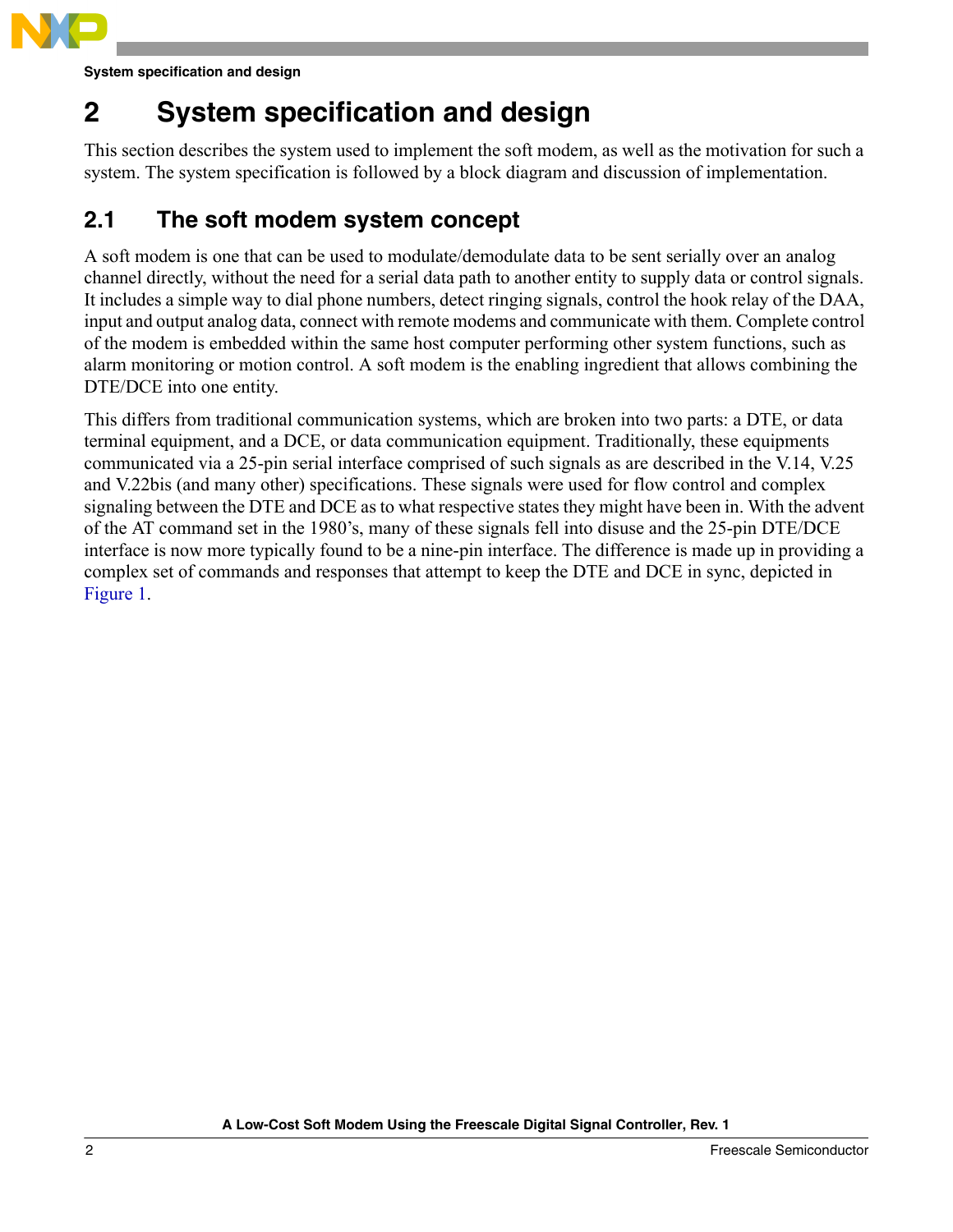# 2 System specification and design

This section describes the system used to implement the soft modem, as well as the motivation for such a system. The system specification is followed by a block diagram and discussion of implementation.

## 2.1 The soft modem system concept

A soft modem is one that can be used to modulate/demodulate data to be sent serially over an analog channel directly, without the need for a serial data path to another entity to supply data or control signals. It includes a simple way to dial phone numbers, detect ringing signals, control the hook relay of the DAA, input and output analog data, connect with remote modems and communicate with them. Complete control of the modem is embedded within the same host computer performing other system functions, such as alarm monitoring or motion control. A soft modem is the enabling ingredient that allows combining the DTE/DCE into one entity.

This differs from traditional communication systems, which are broken into two parts: a DTE, or data terminal equipment, and a DCE, or data communication equipment. Traditionally, these equipments communicated via a 25-pin serial interface comprised of such signals as are described in the V.14, V.25 and V.22bis (and many other) specifications. These signals were used for flow control and complex signaling between the DTE and DCE as to what respective states they might have been in. With the advent of the AT command set in the 1980's, many of these signals fell into disuse and the 25-pin DTE/DCE interface is now more typically found to be a nine-pin interface. The difference is made up in providing a complex set of commands and responses that attempt to keep the DTE and DCE in sync, depicted in Figure 1.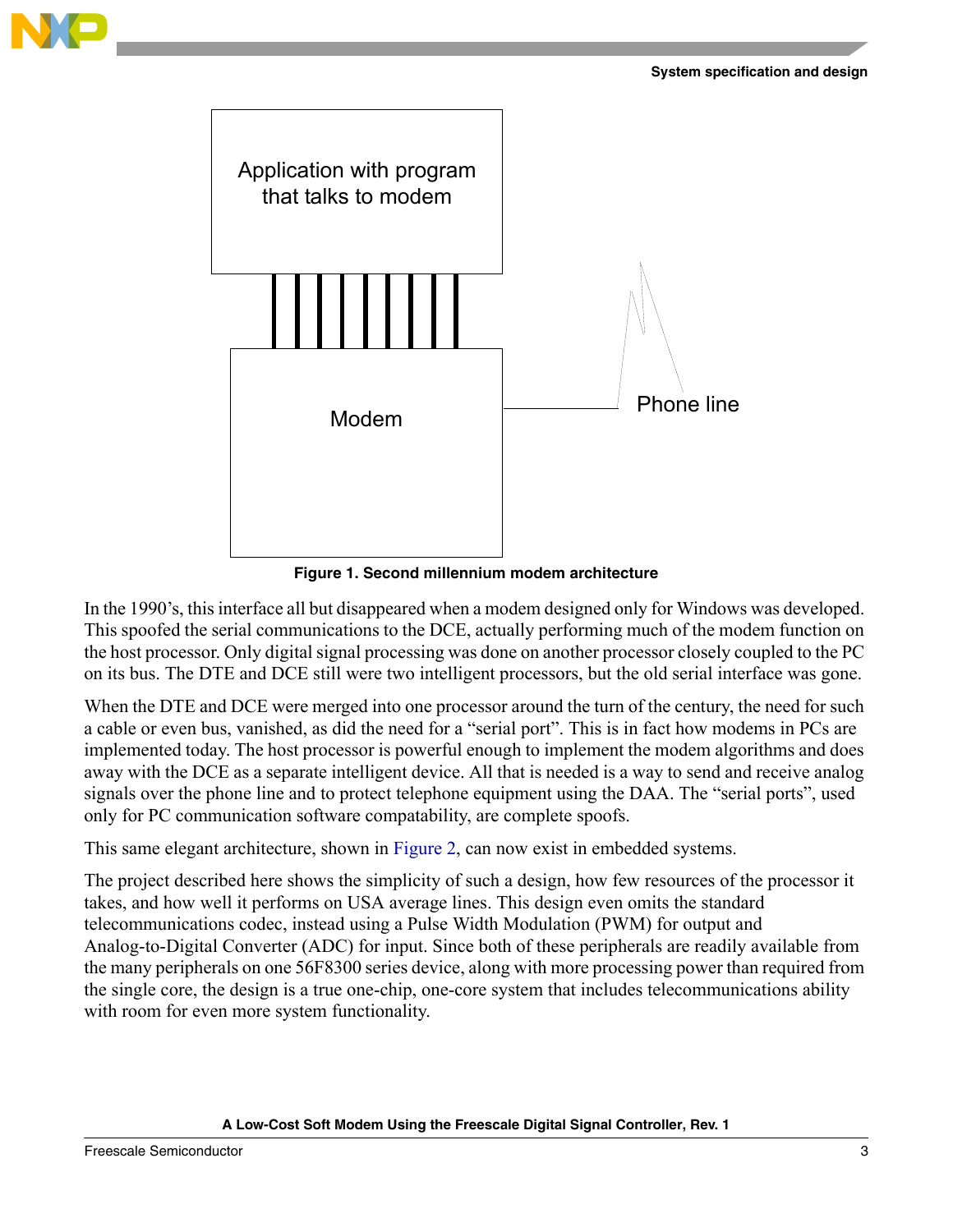Application with program that talks to modem

Modem

Phone line

**Figure 1. Second millennium modem architecture**

In the 1990's, this interface all but disappeared when a modem designed only for Windows was developed. This spoofed the serial communications to the DCE, actually performing much of the modem function on the host processor. Only digital signal processing was done on another processor closely coupled to the PC on its bus. The DTE and DCE still were two intelligent processors, but the old serial interface was gone.

When the DTE and DCE were merged into one processor around the turn of the century, the need for such a cable or even bus, vanished, as did the need for a "serial port". This is in fact how modems in PCs are implemented today. The host processor is powerful enough to implement the modem algorithms and does away with the DCE as a separate intelligent device. All that is needed is a way to send and receive analog signals over the phone line and to protect telephone equipment using the DAA. The "serial ports", used only for PC communication software compatability, are complete spoofs.

This same elegant architecture, shown in Figure 2, can now exist in embedded systems.

The project described here shows the simplicity of such a design, how few resources of the processor it takes, and how well it performs on USA average lines. This design even omits the standard telecommunications codec, instead using a Pulse Width Modulation (PWM) for output and Analog-to-Digital Converter (ADC) for input. Since both of these peripherals are readily available from the many peripherals on one 56F8300 series device, along with more processing power than required from the single core, the design is a true one-chip, one-core system that includes telecommunications ability with room for even more system functionality.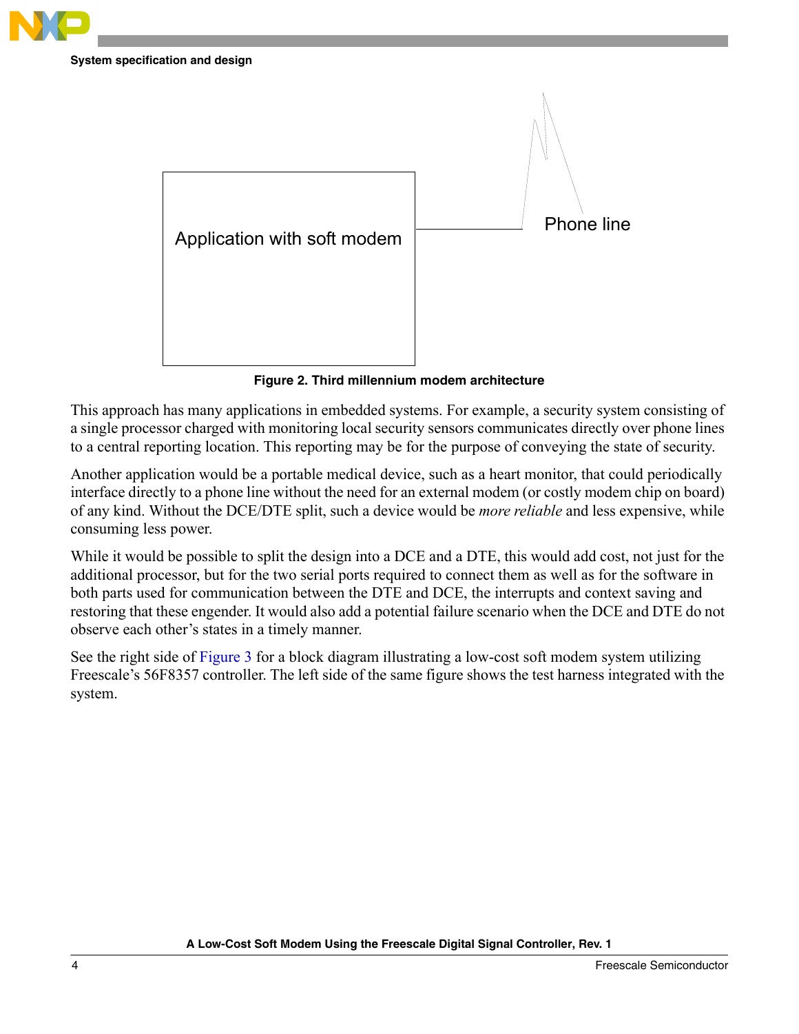Application with soft modem

Phone line

**Figure 2. Third millennium modem architecture**

This approach has many applications in embedded systems. For example, a security system consisting of a single processor charged with monitoring local security sensors communicates directly over phone lines to a central reporting location. This reporting may be for the purpose of conveying the state of security.

Another application would be a portable medical device, such as a heart monitor, that could periodically interface directly to a phone line without the need for an external modem (or costly modem chip on board) of any kind. Without the DCE/DTE split, such a device would be *more reliable* and less expensive, while consuming less power.

While it would be possible to split the design into a DCE and a DTE, this would add cost, not just for the additional processor, but for the two serial ports required to connect them as well as for the software in both parts used for communication between the DTE and DCE, the interrupts and context saving and restoring that these engender. It would also add a potential failure scenario when the DCE and DTE do not observe each other's states in a timely manner.

See the right side of Figure 3 for a block diagram illustrating a low-cost soft modem system utilizing Freescale's 56F8357 controller. The left side of the same figure shows the test harness integrated with the system.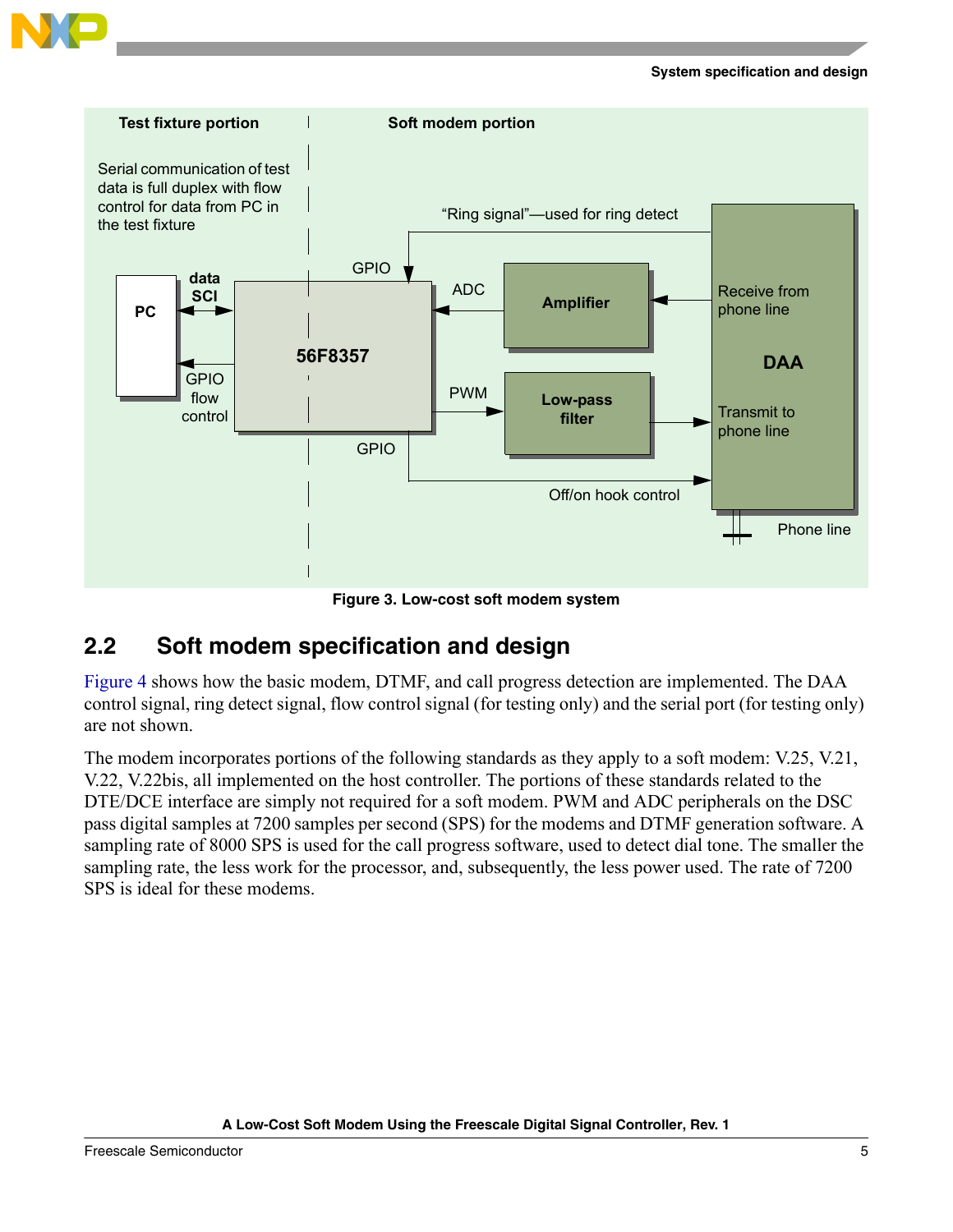Test fixture portion

Soft modem portion

Serial communication of test data is full duplex with flow control for data from PC in the test fixture

“Ring signal”—used for ring detect

GPIO

data SCI

PC

56F8357

ADC

Amplifier

Receive from phone line

DAA

GPIO flow control

PWM

Low-pass filter

Transmit to phone line

GPIO

Off/on hook control

Phone line

**Figure 3. Low-cost soft modem system**

## 2.2 Soft modem specification and design

Figure 4 shows how the basic modem, DTMF, and call progress detection are implemented. The DAA control signal, ring detect signal, flow control signal (for testing only) and the serial port (for testing only) are not shown.

The modem incorporates portions of the following standards as they apply to a soft modem: V.25, V.21, V.22, V.22bis, all implemented on the host controller. The portions of these standards related to the DTE/DCE interface are simply not required for a soft modem. PWM and ADC peripherals on the DSC pass digital samples at 7200 samples per second (SPS) for the modems and DTMF generation software. A sampling rate of 8000 SPS is used for the call progress software, used to detect dial tone. The smaller the sampling rate, the less work for the processor, and, subsequently, the less power used. The rate of 7200 SPS is ideal for these modems.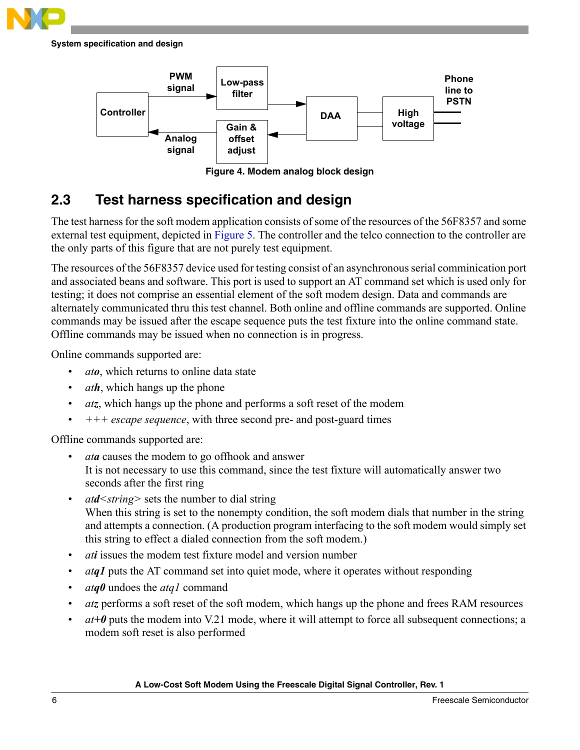Figure 4. Modem analog block design

## 2.3 Test harness specification and design

The test harness for the soft modem application consists of some of the resources of the 56F8357 and some external test equipment, depicted in Figure 5. The controller and the telco connection to the controller are the only parts of this figure that are not purely test equipment.

The resources of the 56F8357 device used for testing consist of an asynchronous serial comminication port and associated beans and software. This port is used to support an AT command set which is used only for testing; it does not comprise an essential element of the soft modem design. Data and commands are alternately communicated thru this test channel. Both online and offline commands are supported. Online commands may be issued after the escape sequence puts the test fixture into the online command state. Offline commands may be issued when no connection is in progress.

Online commands supported are:

- *at**o***, which returns to online data state
- *at**h***, which hangs up the phone
- *at**z***, which hangs up the phone and performs a soft reset of the modem
- +++ *escape sequence*, with three second pre- and post-guard times

Offline commands supported are:

- *at**a*** causes the modem to go offhook and answer
  It is not necessary to use this command, since the test fixture will automatically answer two seconds after the first ring
- *at**d**<string>* sets the number to dial string
  When this string is set to the nonempty condition, the soft modem dials that number in the string and attempts a connection. (A production program interfacing to the soft modem would simply set this string to effect a dialed connection from the soft modem.)
- *at**i*** issues the modem test fixture model and version number
- *at**q1*** puts the AT command set into quiet mode, where it operates without responding
- *at**q0*** undoes the *atq1* command
- *at**z*** performs a soft reset of the soft modem, which hangs up the phone and frees RAM resources
- *at**+0*** puts the modem into V.21 mode, where it will attempt to force all subsequent connections; a modem soft reset is also performed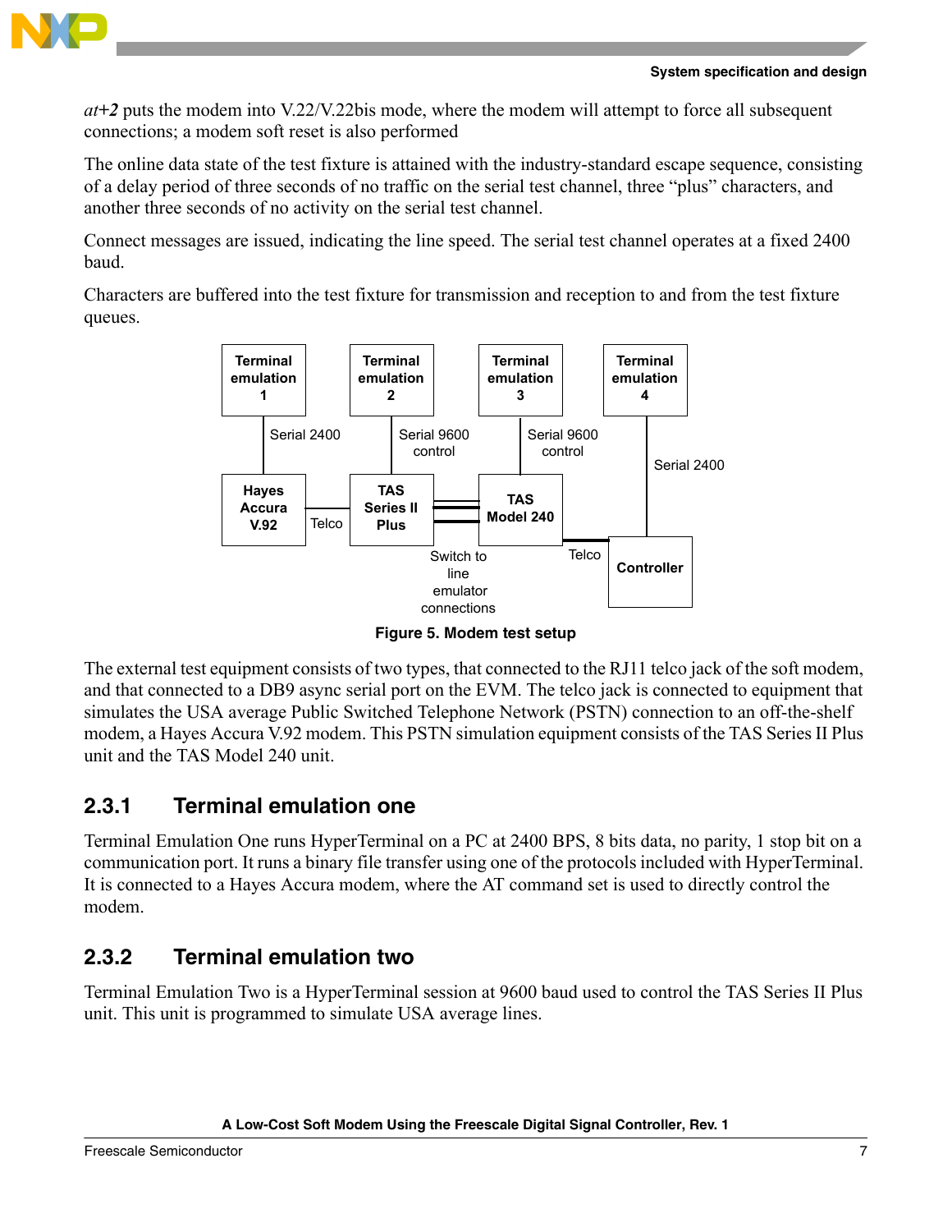*at+2* puts the modem into V.22/V.22bis mode, where the modem will attempt to force all subsequent connections; a modem soft reset is also performed

The online data state of the test fixture is attained with the industry-standard escape sequence, consisting of a delay period of three seconds of no traffic on the serial test channel, three "plus" characters, and another three seconds of no activity on the serial test channel.

Connect messages are issued, indicating the line speed. The serial test channel operates at a fixed 2400 baud.

Characters are buffered into the test fixture for transmission and reception to and from the test fixture queues.

**Figure 5. Modem test setup**

The external test equipment consists of two types, that connected to the RJ11 telco jack of the soft modem, and that connected to a DB9 async serial port on the EVM. The telco jack is connected to equipment that simulates the USA average Public Switched Telephone Network (PSTN) connection to an off-the-shelf modem, a Hayes Accura V.92 modem. This PSTN simulation equipment consists of the TAS Series II Plus unit and the TAS Model 240 unit.

### 2.3.1 Terminal emulation one

Terminal Emulation One runs HyperTerminal on a PC at 2400 BPS, 8 bits data, no parity, 1 stop bit on a communication port. It runs a binary file transfer using one of the protocols included with HyperTerminal. It is connected to a Hayes Accura modem, where the AT command set is used to directly control the modem.

### 2.3.2 Terminal emulation two

Terminal Emulation Two is a HyperTerminal session at 9600 baud used to control the TAS Series II Plus unit. This unit is programmed to simulate USA average lines.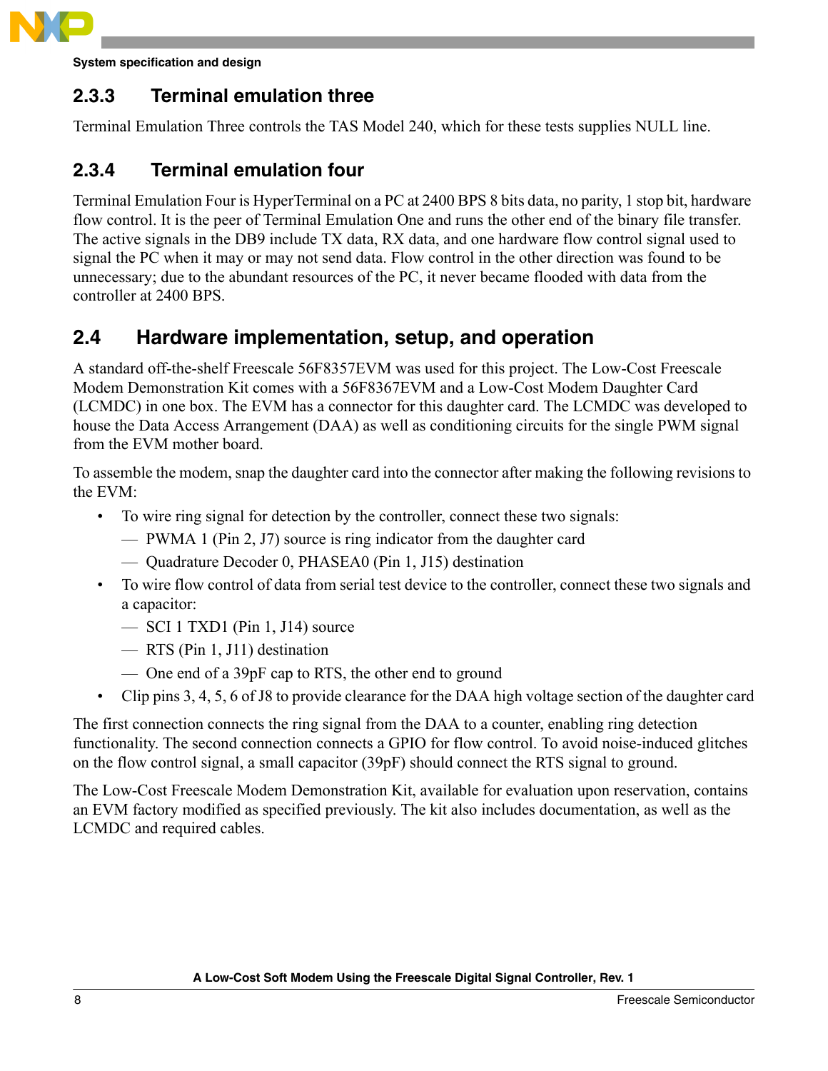### 2.3.3 Terminal emulation three

Terminal Emulation Three controls the TAS Model 240, which for these tests supplies NULL line.

### 2.3.4 Terminal emulation four

Terminal Emulation Four is HyperTerminal on a PC at 2400 BPS 8 bits data, no parity, 1 stop bit, hardware flow control. It is the peer of Terminal Emulation One and runs the other end of the binary file transfer. The active signals in the DB9 include TX data, RX data, and one hardware flow control signal used to signal the PC when it may or may not send data. Flow control in the other direction was found to be unnecessary; due to the abundant resources of the PC, it never became flooded with data from the controller at 2400 BPS.

## 2.4 Hardware implementation, setup, and operation

A standard off-the-shelf Freescale 56F8357EVM was used for this project. The Low-Cost Freescale Modem Demonstration Kit comes with a 56F8367EVM and a Low-Cost Modem Daughter Card (LCMDC) in one box. The EVM has a connector for this daughter card. The LCMDC was developed to house the Data Access Arrangement (DAA) as well as conditioning circuits for the single PWM signal from the EVM mother board.

To assemble the modem, snap the daughter card into the connector after making the following revisions to the EVM:

- To wire ring signal for detection by the controller, connect these two signals:
  - PWMA 1 (Pin 2, J7) source is ring indicator from the daughter card
  - Quadrature Decoder 0, PHASEA0 (Pin 1, J15) destination
- To wire flow control of data from serial test device to the controller, connect these two signals and a capacitor:
  - SCI 1 TXD1 (Pin 1, J14) source
  - RTS (Pin 1, J11) destination
  - One end of a 39pF cap to RTS, the other end to ground
- Clip pins 3, 4, 5, 6 of J8 to provide clearance for the DAA high voltage section of the daughter card

The first connection connects the ring signal from the DAA to a counter, enabling ring detection functionality. The second connection connects a GPIO for flow control. To avoid noise-induced glitches on the flow control signal, a small capacitor (39pF) should connect the RTS signal to ground.

The Low-Cost Freescale Modem Demonstration Kit, available for evaluation upon reservation, contains an EVM factory modified as specified previously. The kit also includes documentation, as well as the LCMDC and required cables.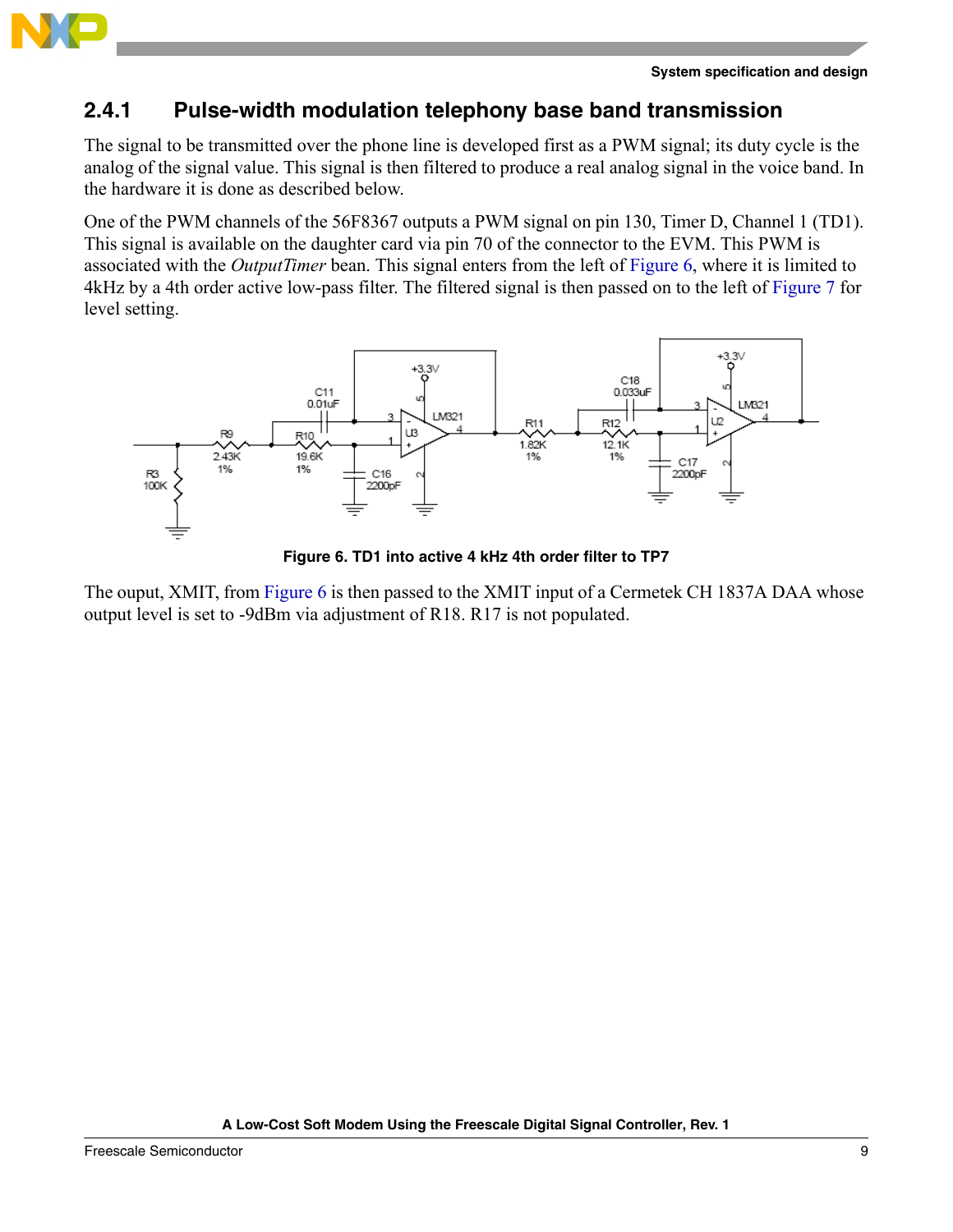## 2.4.1 Pulse-width modulation telephony base band transmission

The signal to be transmitted over the phone line is developed first as a PWM signal; its duty cycle is the analog of the signal value. This signal is then filtered to produce a real analog signal in the voice band. In the hardware it is done as described below.

One of the PWM channels of the 56F8367 outputs a PWM signal on pin 130, Timer D, Channel 1 (TD1). This signal is available on the daughter card via pin 70 of the connector to the EVM. This PWM is associated with the *OutputTimer* bean. This signal enters from the left of Figure 6, where it is limited to 4kHz by a 4th order active low-pass filter. The filtered signal is then passed on to the left of Figure 7 for level setting.

**Figure 6. TD1 into active 4 kHz 4th order filter to TP7**

The ouput, XMIT, from Figure 6 is then passed to the XMIT input of a Cermetek CH 1837A DAA whose output level is set to -9dBm via adjustment of R18. R17 is not populated.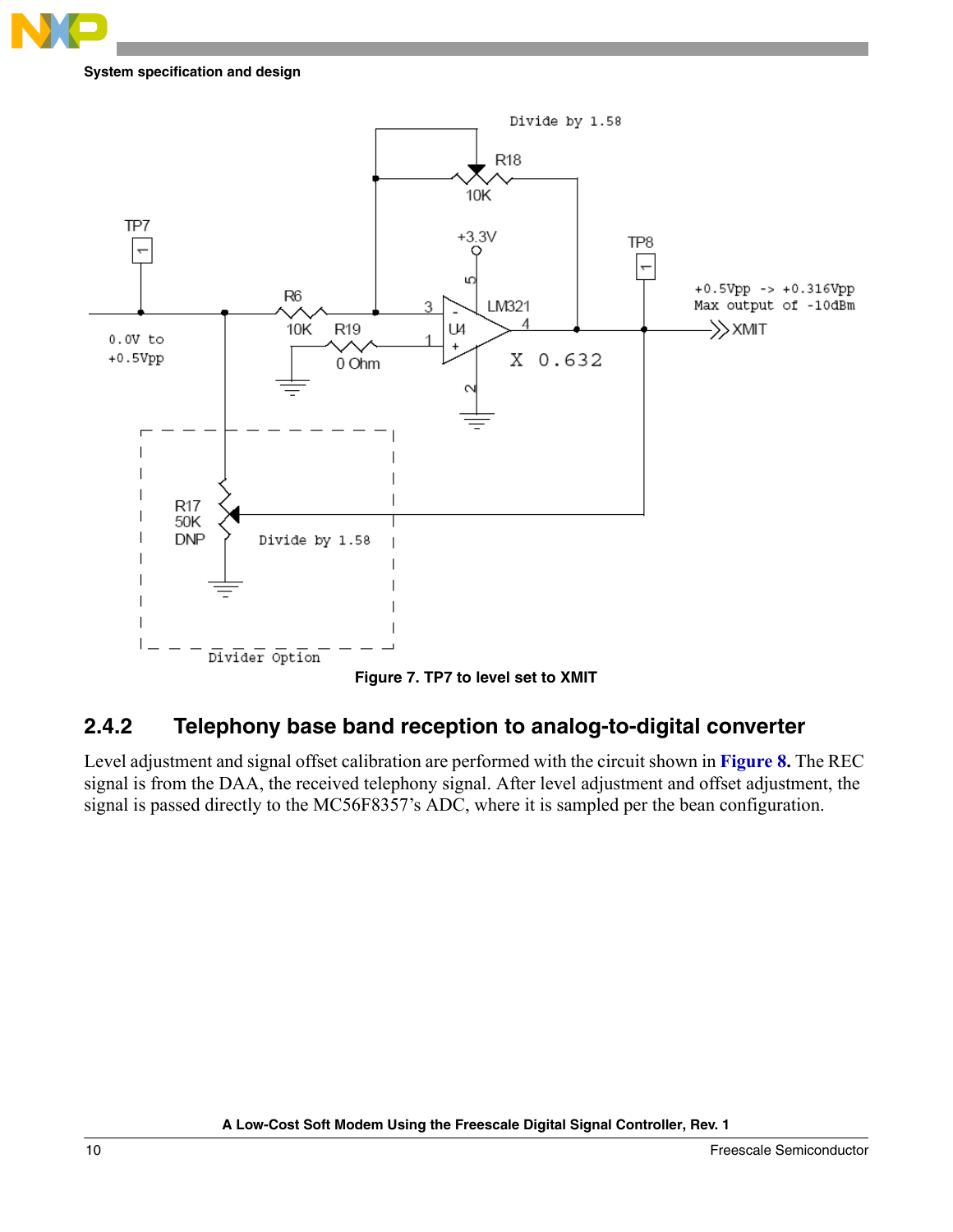Figure 7. TP7 to level set to XMIT

### 2.4.2 Telephony base band reception to analog-to-digital converter

Level adjustment and signal offset calibration are performed with the circuit shown in **Figure 8**. The REC signal is from the DAA, the received telephony signal. After level adjustment and offset adjustment, the signal is passed directly to the MC56F8357's ADC, where it is sampled per the bean configuration.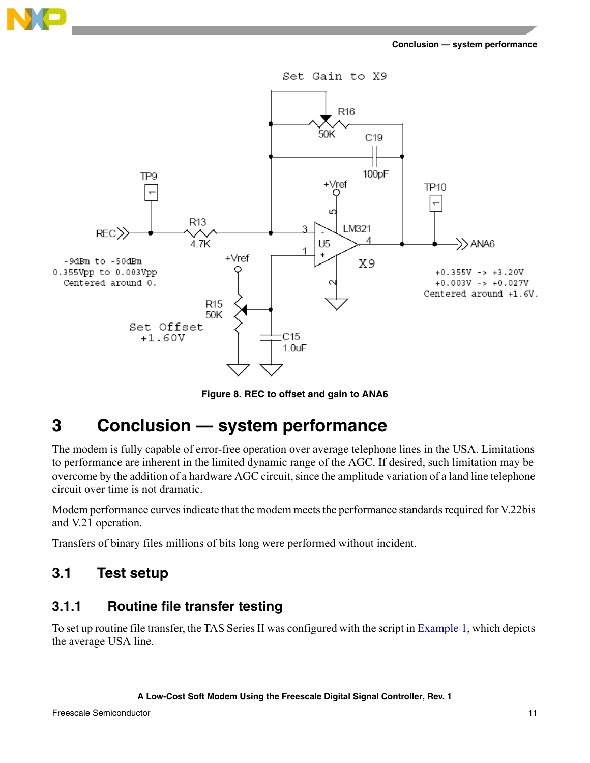Figure 8. REC to offset and gain to ANA6

# 3 Conclusion — system performance

The modem is fully capable of error-free operation over average telephone lines in the USA. Limitations to performance are inherent in the limited dynamic range of the AGC. If desired, such limitation may be overcome by the addition of a hardware AGC circuit, since the amplitude variation of a land line telephone circuit over time is not dramatic.

Modem performance curves indicate that the modem meets the performance standards required for V.22bis and V.21 operation.

Transfers of binary files millions of bits long were performed without incident.

## 3.1 Test setup

### 3.1.1 Routine file transfer testing

To set up routine file transfer, the TAS Series II was configured with the script in Example 1, which depicts the average USA line.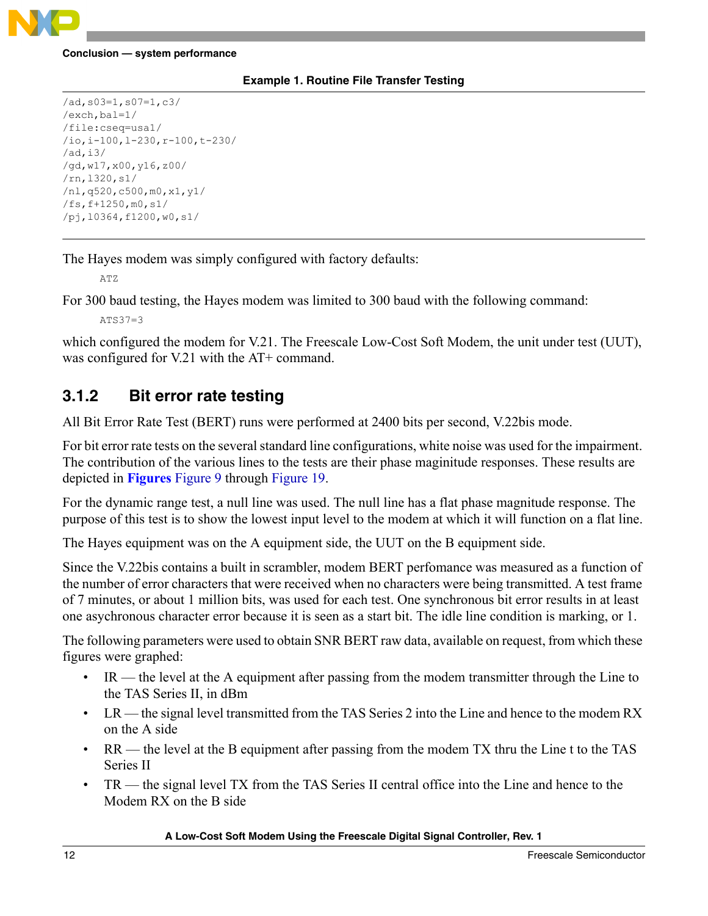**Example 1. Routine File Transfer Testing**

```
/ad,s03=1,s07=1,c3/
/exch,bal=1/
/file:cseq=usa1/
/io,i-100,l-230,r-100,t-230/
/ad,i3/
/gd,w17,x00,y16,z00/
/rn,l320,s1/
/nl,q520,c500,m0,x1,y1/
/fs,f+1250,m0,s1/
/pj,l0364,f1200,w0,s1/
```

The Hayes modem was simply configured with factory defaults:

```
ATZ
```

For 300 baud testing, the Hayes modem was limited to 300 baud with the following command:

```
ATS37=3
```

which configured the modem for V.21. The Freescale Low-Cost Soft Modem, the unit under test (UUT), was configured for V.21 with the AT+ command.

### 3.1.2 Bit error rate testing

All Bit Error Rate Test (BERT) runs were performed at 2400 bits per second, V.22bis mode.

For bit error rate tests on the several standard line configurations, white noise was used for the impairment. The contribution of the various lines to the tests are their phase maginitude responses. These results are depicted in **Figures** Figure 9 through Figure 19.

For the dynamic range test, a null line was used. The null line has a flat phase magnitude response. The purpose of this test is to show the lowest input level to the modem at which it will function on a flat line.

The Hayes equipment was on the A equipment side, the UUT on the B equipment side.

Since the V.22bis contains a built in scrambler, modem BERT perfomance was measured as a function of the number of error characters that were received when no characters were being transmitted. A test frame of 7 minutes, or about 1 million bits, was used for each test. One synchronous bit error results in at least one asychronous character error because it is seen as a start bit. The idle line condition is marking, or 1.

The following parameters were used to obtain SNR BERT raw data, available on request, from which these figures were graphed:

- IR — the level at the A equipment after passing from the modem transmitter through the Line to the TAS Series II, in dBm
- LR — the signal level transmitted from the TAS Series 2 into the Line and hence to the modem RX on the A side
- RR — the level at the B equipment after passing from the modem TX thru the Line t to the TAS Series II
- TR — the signal level TX from the TAS Series II central office into the Line and hence to the Modem RX on the B side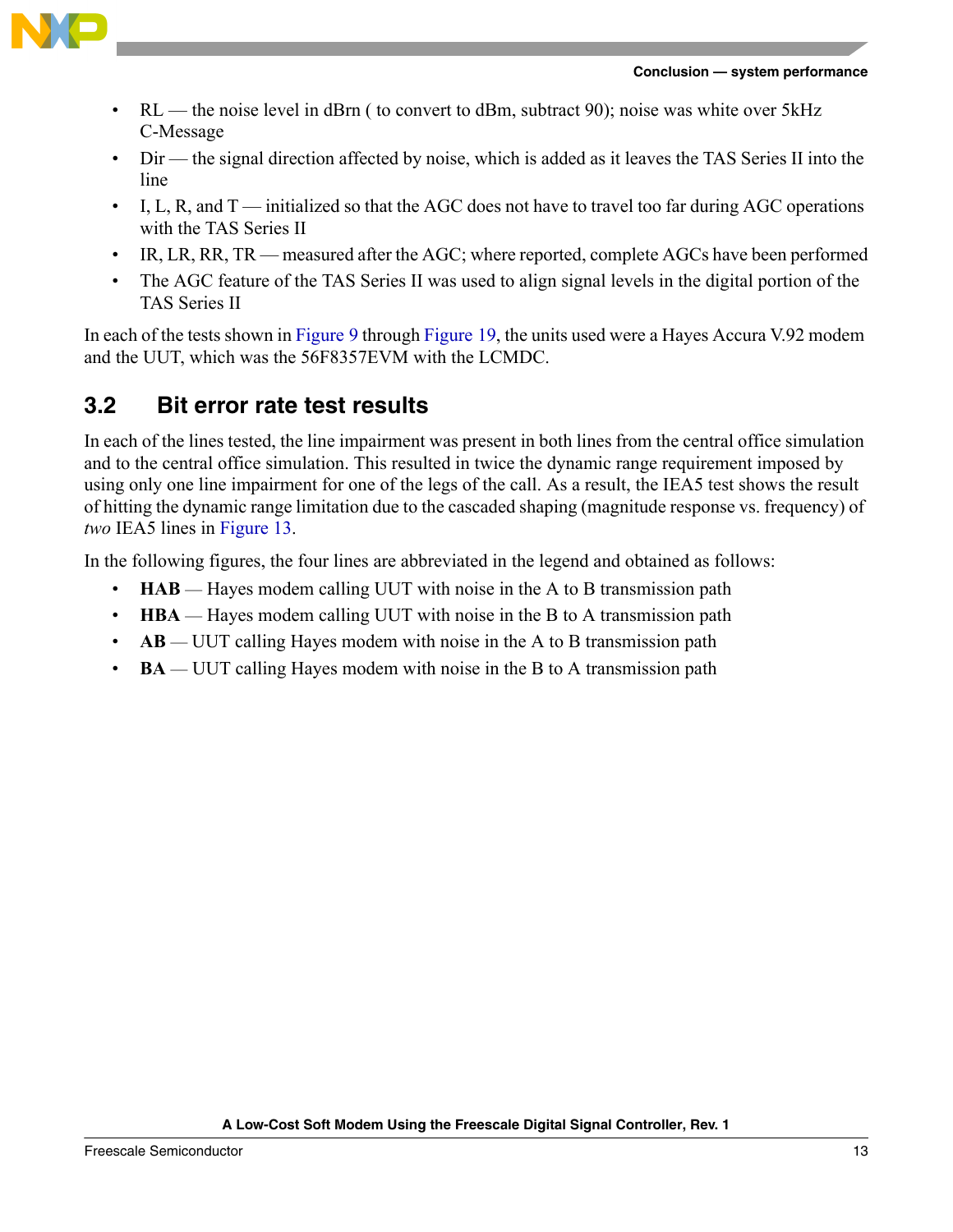- RL — the noise level in dBrn ( to convert to dBm, subtract 90); noise was white over 5kHz C-Message
- Dir — the signal direction affected by noise, which is added as it leaves the TAS Series II into the line
- I, L, R, and T — initialized so that the AGC does not have to travel too far during AGC operations with the TAS Series II
- IR, LR, RR, TR — measured after the AGC; where reported, complete AGCs have been performed
- The AGC feature of the TAS Series II was used to align signal levels in the digital portion of the TAS Series II

In each of the tests shown in Figure 9 through Figure 19, the units used were a Hayes Accura V.92 modem and the UUT, which was the 56F8357EVM with the LCMDC.

## 3.2 Bit error rate test results

In each of the lines tested, the line impairment was present in both lines from the central office simulation and to the central office simulation. This resulted in twice the dynamic range requirement imposed by using only one line impairment for one of the legs of the call. As a result, the IEA5 test shows the result of hitting the dynamic range limitation due to the cascaded shaping (magnitude response vs. frequency) of *two* IEA5 lines in Figure 13.

In the following figures, the four lines are abbreviated in the legend and obtained as follows:

- **HAB** — Hayes modem calling UUT with noise in the A to B transmission path
- **HBA** — Hayes modem calling UUT with noise in the B to A transmission path
- **AB** — UUT calling Hayes modem with noise in the A to B transmission path
- **BA** — UUT calling Hayes modem with noise in the B to A transmission path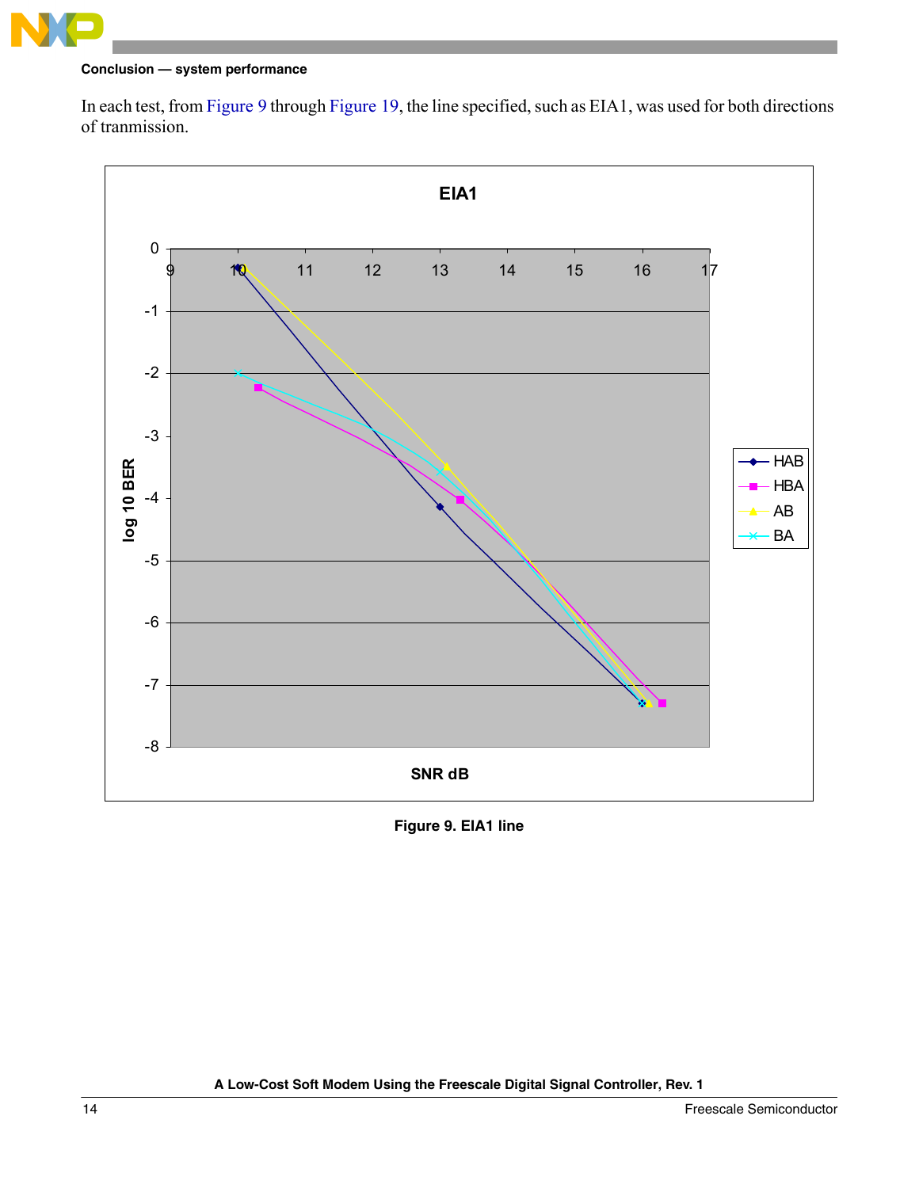In each test, from Figure 9 through Figure 19, the line specified, such as EIA1, was used for both directions of tranmission.

Figure 9. EIA1 line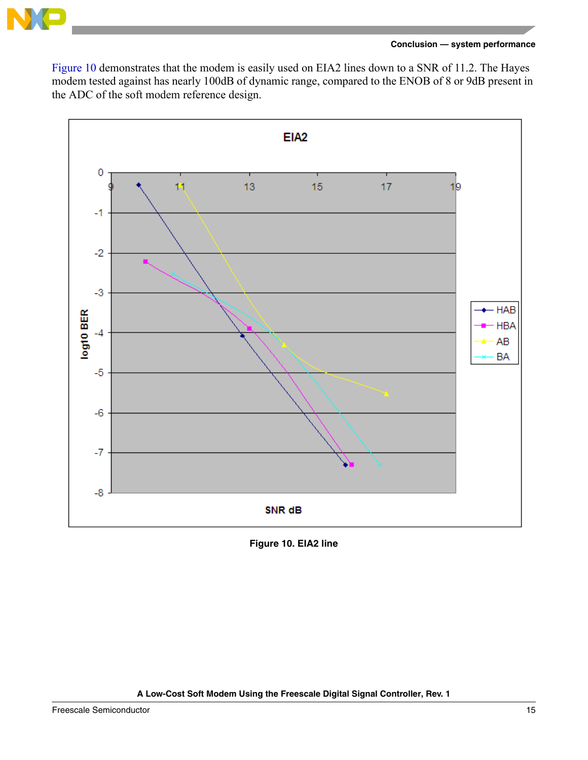Figure 10 demonstrates that the modem is easily used on EIA2 lines down to a SNR of 11.2. The Hayes modem tested against has nearly 100dB of dynamic range, compared to the ENOB of 8 or 9dB present in the ADC of the soft modem reference design.

**Figure 10. EIA2 line**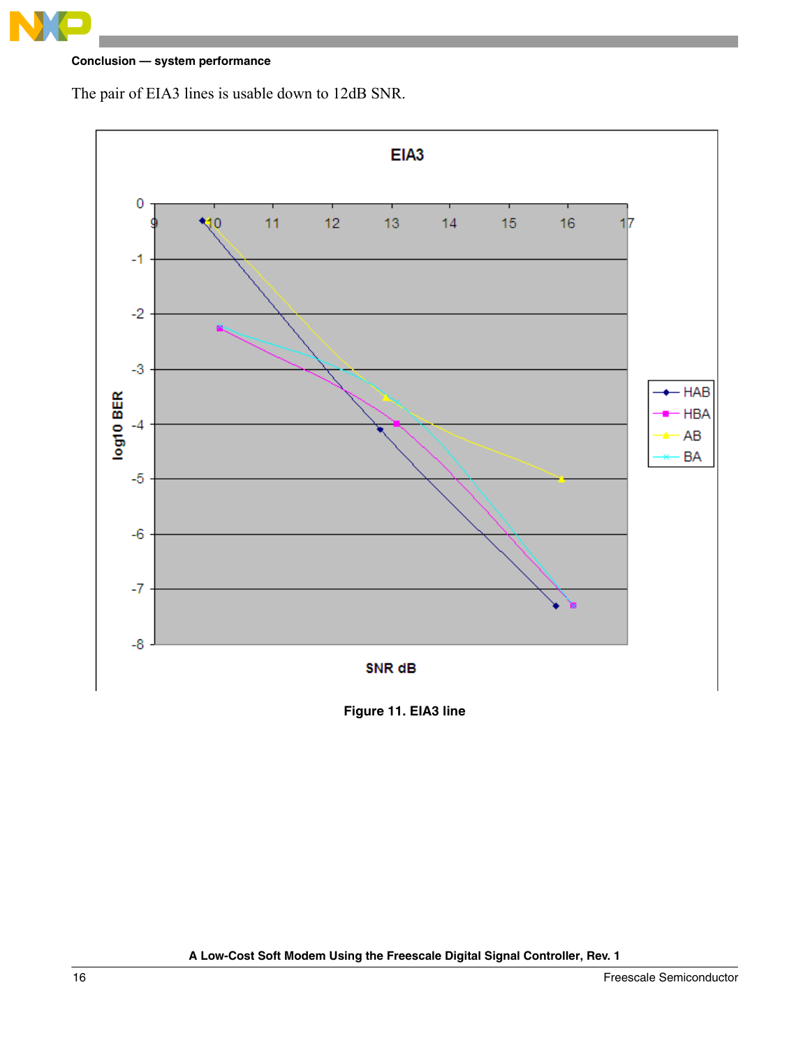The pair of EIA3 lines is usable down to 12dB SNR.

Figure 11. EIA3 line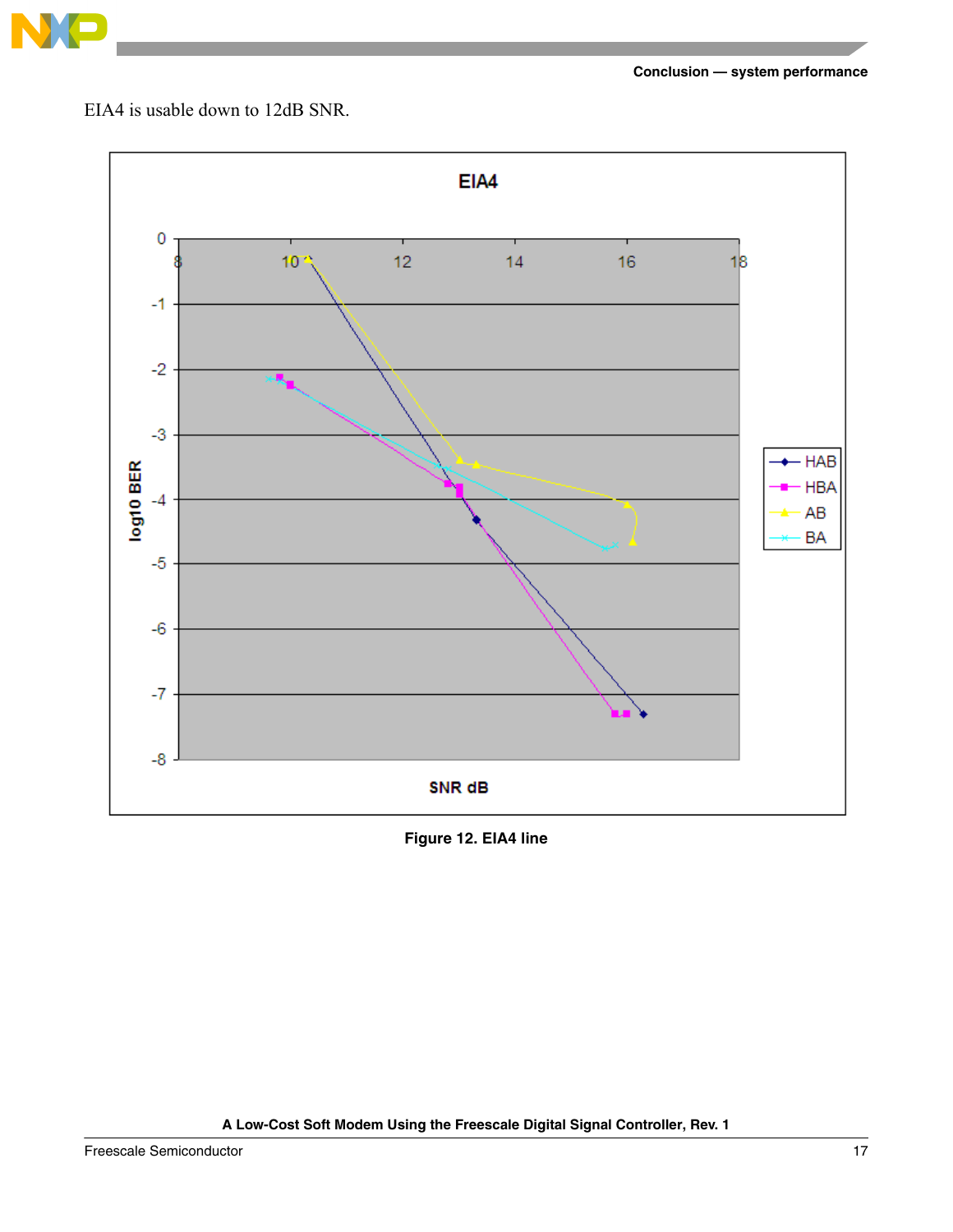EIA4 is usable down to 12dB SNR.

Figure 12. EIA4 line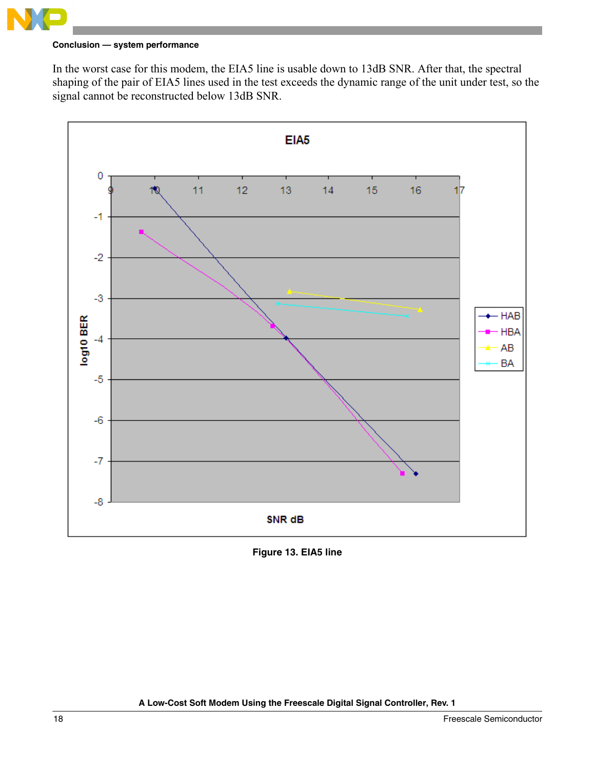In the worst case for this modem, the EIA5 line is usable down to 13dB SNR. After that, the spectral shaping of the pair of EIA5 lines used in the test exceeds the dynamic range of the unit under test, so the signal cannot be reconstructed below 13dB SNR.

Figure 13. EIA5 line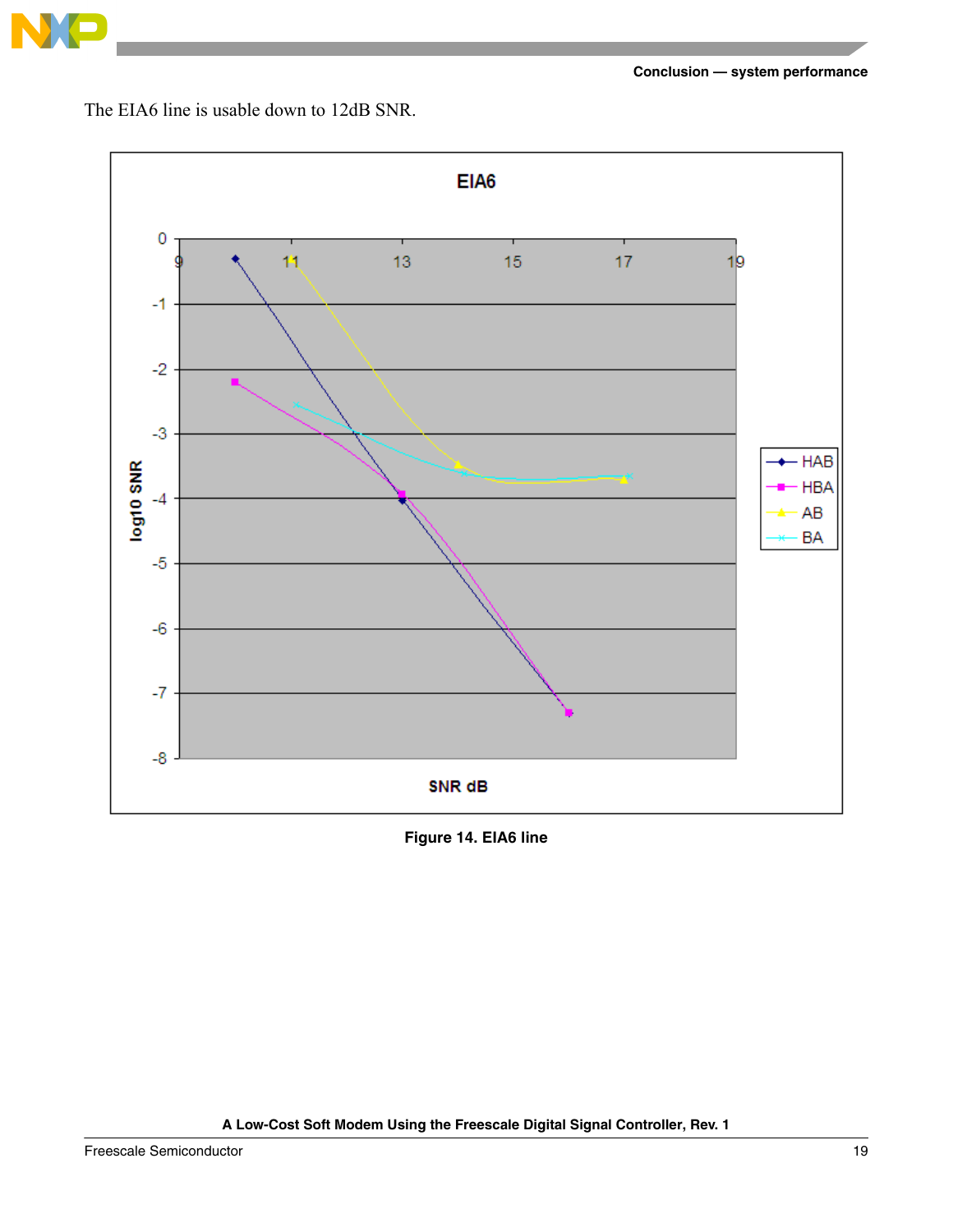The EIA6 line is usable down to 12dB SNR.

**Figure 14. EIA6 line**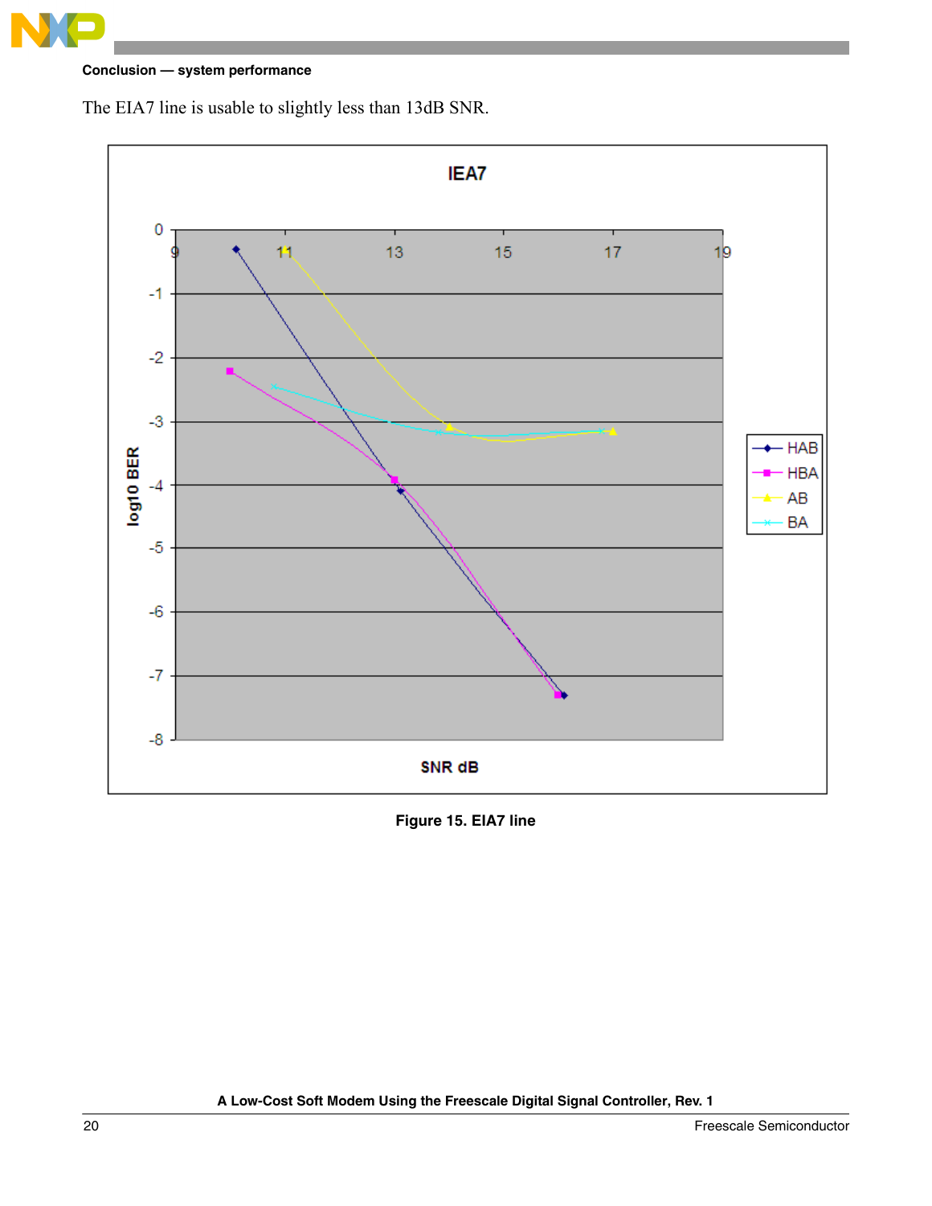The EIA7 line is usable to slightly less than 13dB SNR.

Figure 15. EIA7 line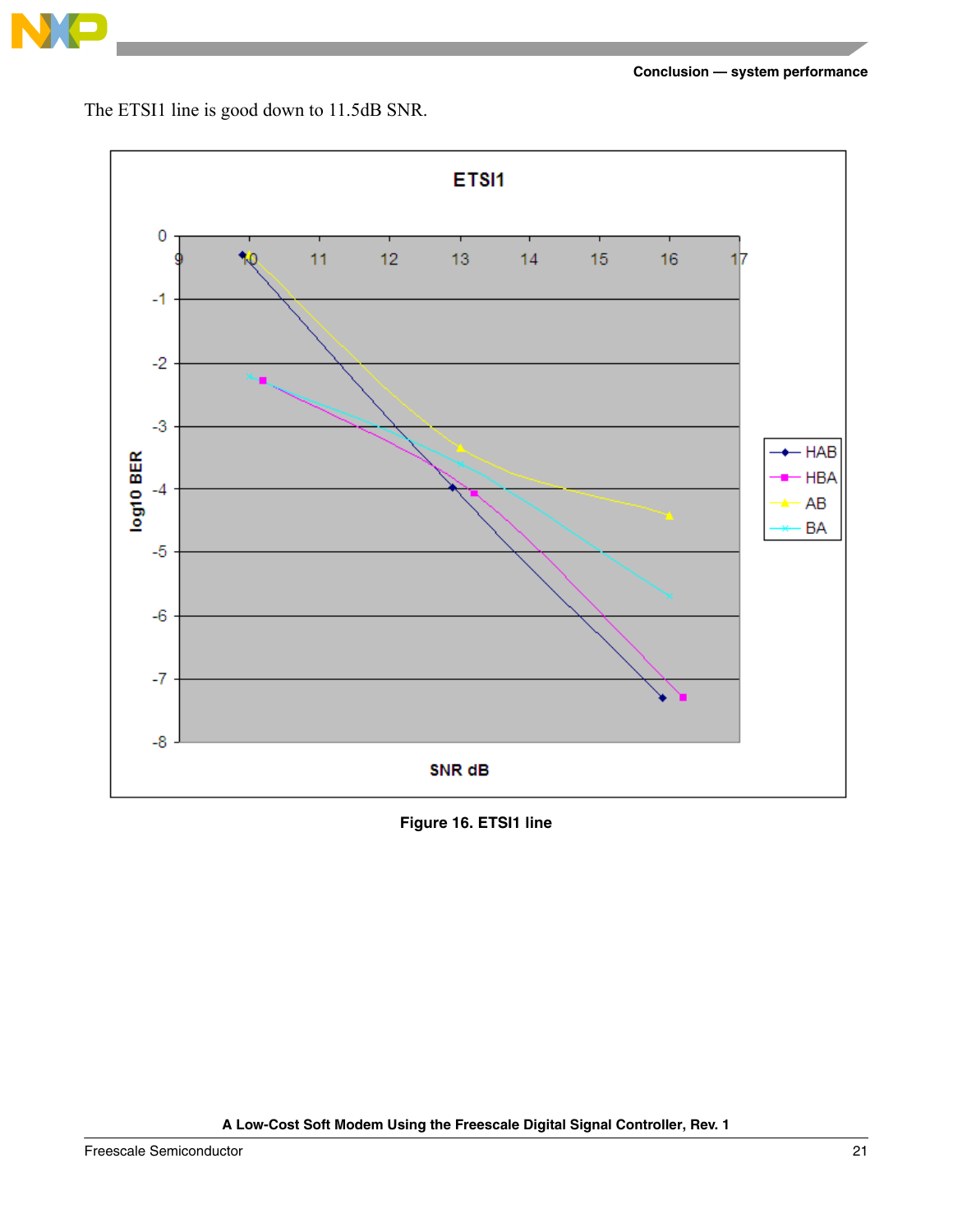The ETSI1 line is good down to 11.5dB SNR.

Figure 16. ETSI1 line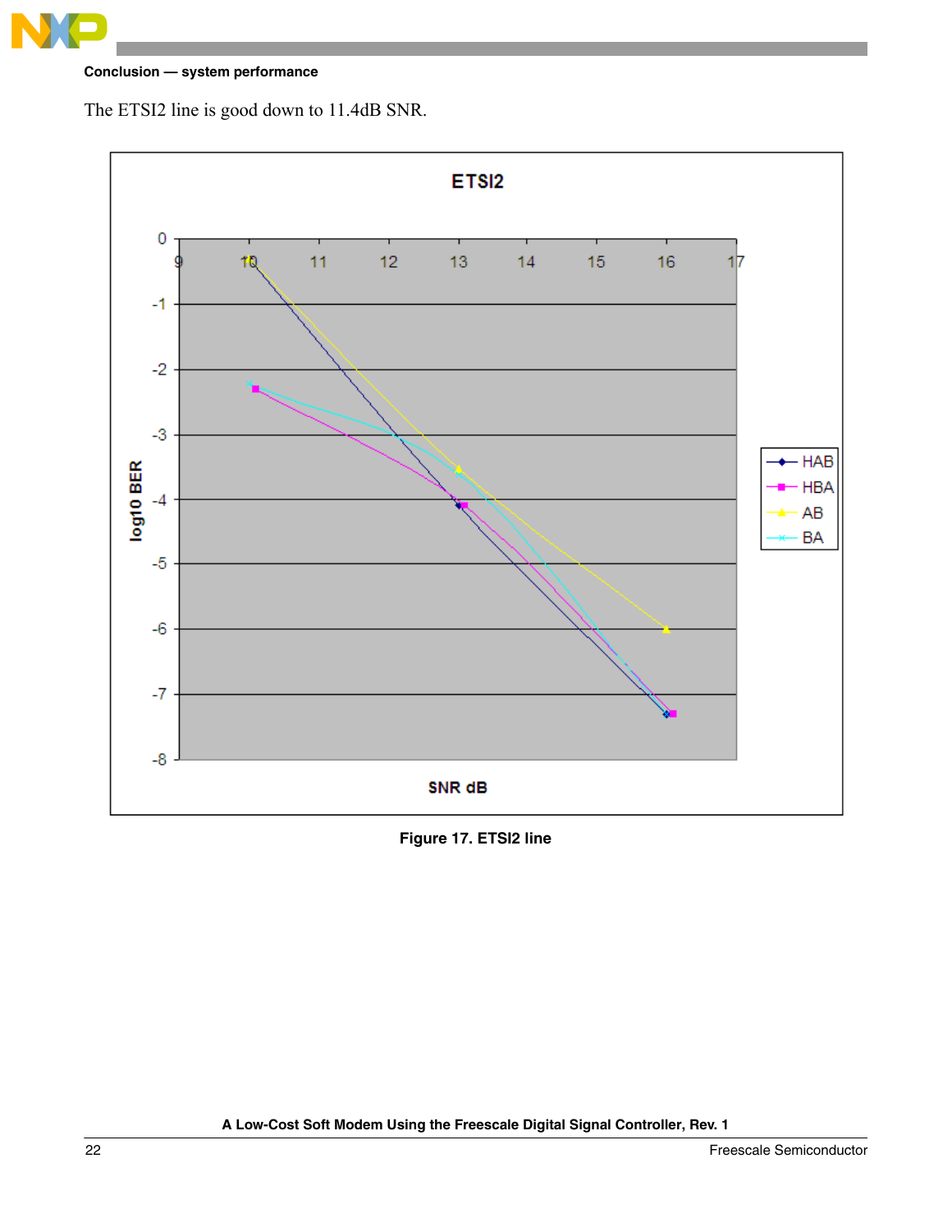The ETSI2 line is good down to 11.4dB SNR.

**Figure 17. ETSI2 line**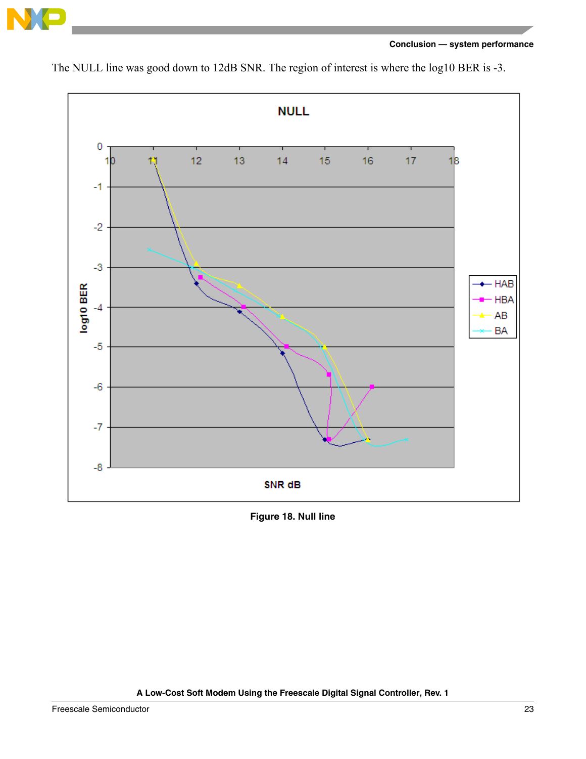The NULL line was good down to 12dB SNR. The region of interest is where the log10 BER is -3.

Figure 18. Null line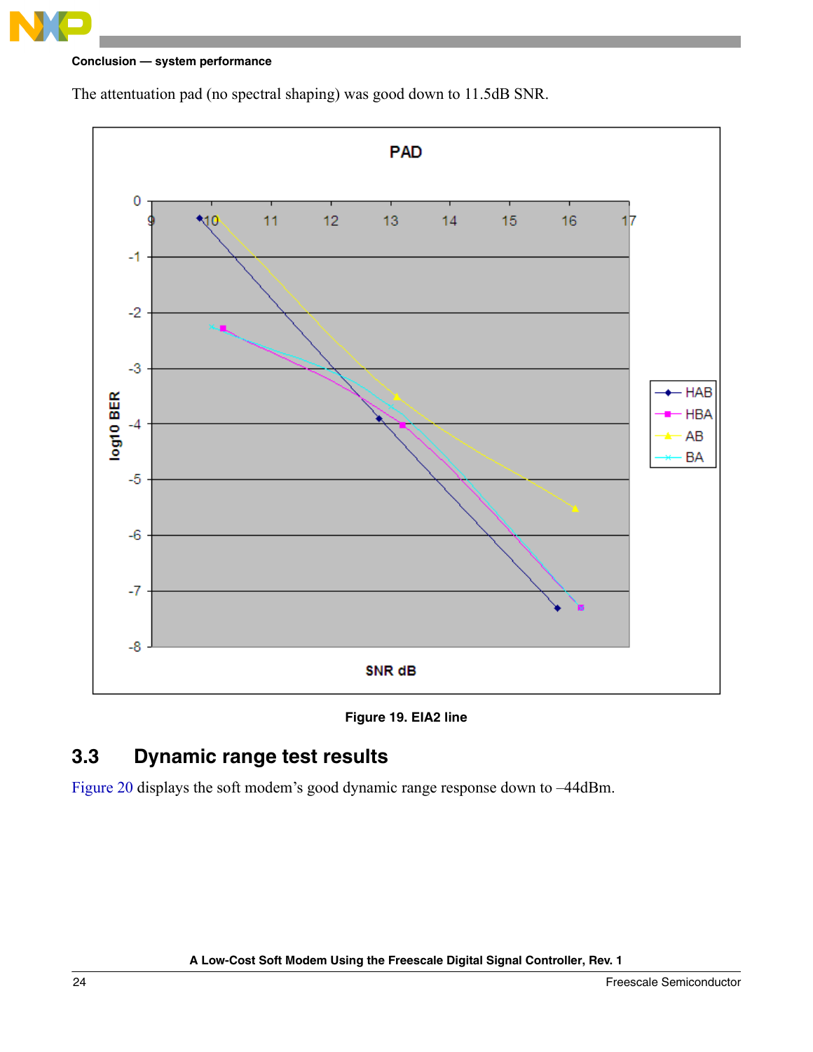The attentuation pad (no spectral shaping) was good down to 11.5dB SNR.

Figure 19. EIA2 line

## 3.3 Dynamic range test results

Figure 20 displays the soft modem's good dynamic range response down to –44dBm.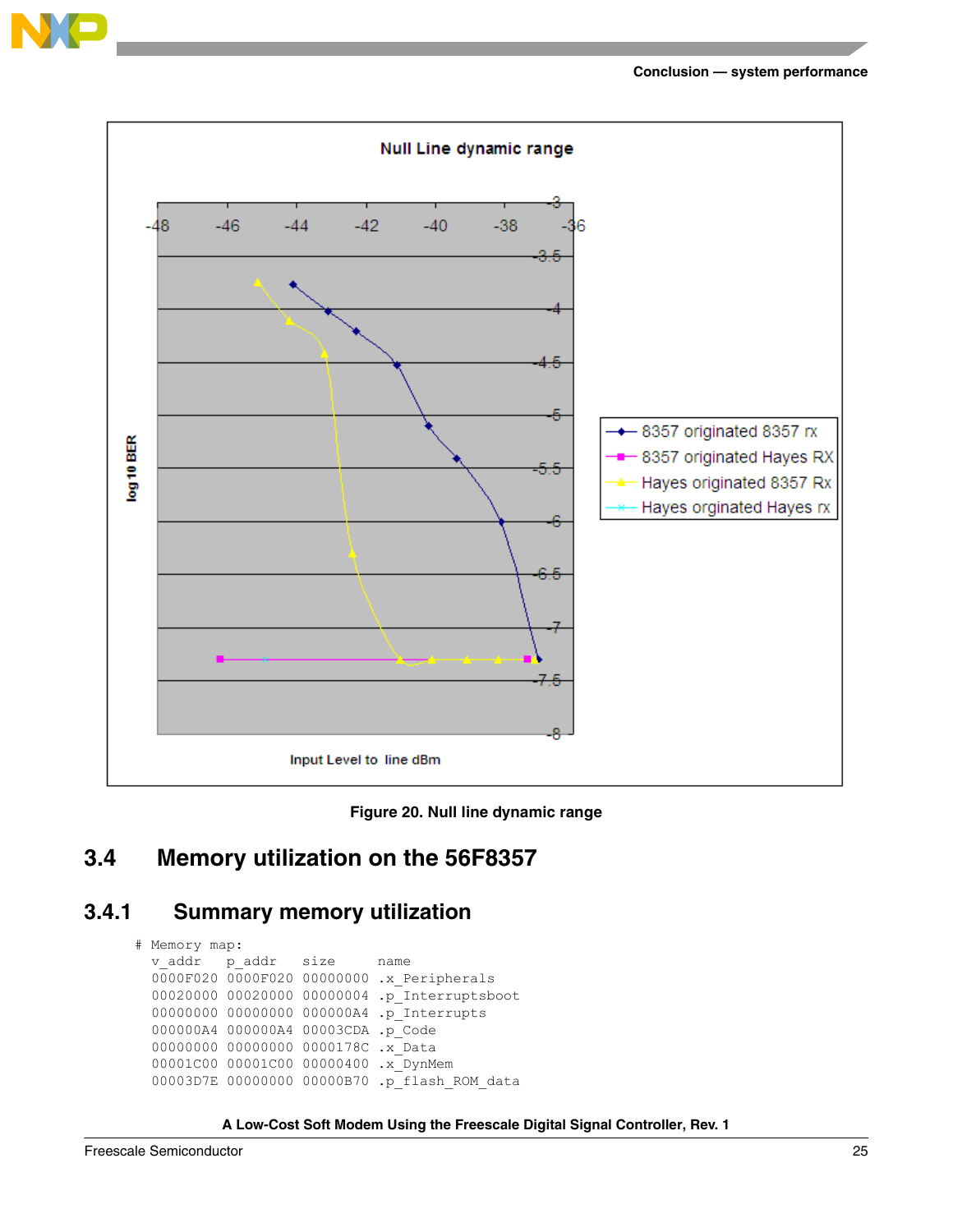Null Line dynamic range

log 10 BER

Input Level to line dBm

- 8357 originated 8357 rx
- 8357 originated Hayes RX
- Hayes originated 8357 Rx
- Hayes orginated Hayes rx

**Figure 20. Null line dynamic range**

## 3.4 Memory utilization on the 56F8357

### 3.4.1 Summary memory utilization

```
# Memory map:
  v_addr    p_addr    size      name
  0000F020 0000F020 00000000 .x_Peripherals
  00020000 00020000 00000004 .p_Interruptsboot
  00000000 00000000 000000A4 .p_Interrupts
  000000A4 000000A4 00003CDA .p_Code
  00000000 00000000 0000178C .x_Data
  00001C00 00001C00 00000400 .x_DynMem
  00003D7E 00000000 00000B70 .p_flash_ROM_data
```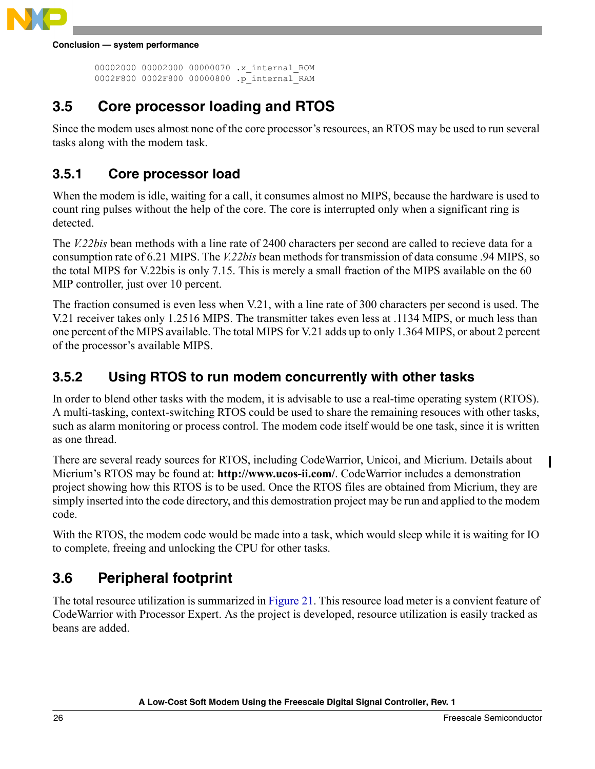```
00002000 00002000 00000070 .x_internal_ROM
0002F800 0002F800 00000800 .p_internal_RAM
```

## 3.5 Core processor loading and RTOS

Since the modem uses almost none of the core processor's resources, an RTOS may be used to run several tasks along with the modem task.

### 3.5.1 Core processor load

When the modem is idle, waiting for a call, it consumes almost no MIPS, because the hardware is used to count ring pulses without the help of the core. The core is interrupted only when a significant ring is detected.

The *V.22bis* bean methods with a line rate of 2400 characters per second are called to recieve data for a consumption rate of 6.21 MIPS. The *V.22bis* bean methods for transmission of data consume .94 MIPS, so the total MIPS for V.22bis is only 7.15. This is merely a small fraction of the MIPS available on the 60 MIP controller, just over 10 percent.

The fraction consumed is even less when V.21, with a line rate of 300 characters per second is used. The V.21 receiver takes only 1.2516 MIPS. The transmitter takes even less at .1134 MIPS, or much less than one percent of the MIPS available. The total MIPS for V.21 adds up to only 1.364 MIPS, or about 2 percent of the processor's available MIPS.

### 3.5.2 Using RTOS to run modem concurrently with other tasks

In order to blend other tasks with the modem, it is advisable to use a real-time operating system (RTOS). A multi-tasking, context-switching RTOS could be used to share the remaining resouces with other tasks, such as alarm monitoring or process control. The modem code itself would be one task, since it is written as one thread.

There are several ready sources for RTOS, including CodeWarrior, Unicoi, and Micrium. Details about Micrium's RTOS may be found at: **http://www.ucos-ii.com/**. CodeWarrior includes a demonstration project showing how this RTOS is to be used. Once the RTOS files are obtained from Micrium, they are simply inserted into the code directory, and this demostration project may be run and applied to the modem code.

With the RTOS, the modem code would be made into a task, which would sleep while it is waiting for IO to complete, freeing and unlocking the CPU for other tasks.

## 3.6 Peripheral footprint

The total resource utilization is summarized in Figure 21. This resource load meter is a convient feature of CodeWarrior with Processor Expert. As the project is developed, resource utilization is easily tracked as beans are added.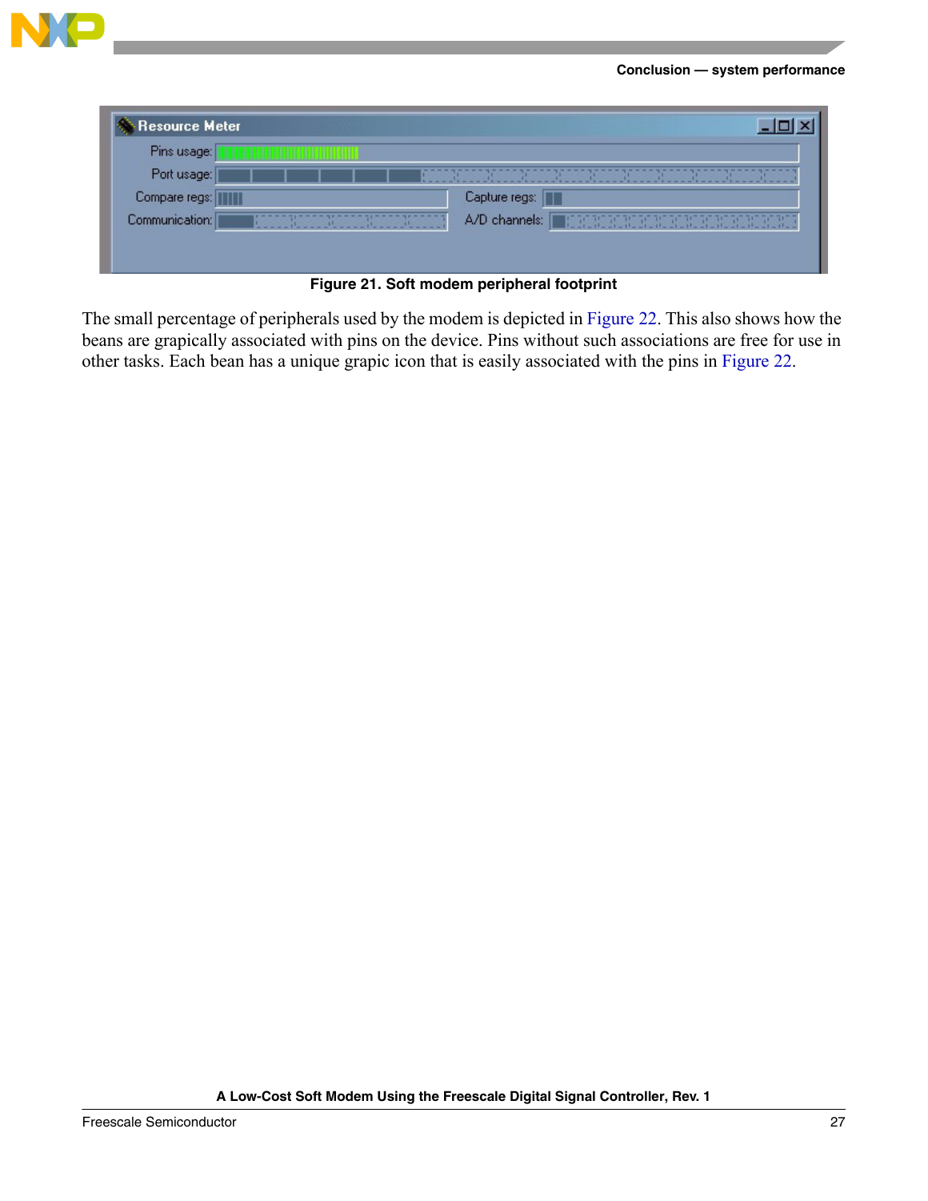Figure 21. Soft modem peripheral footprint

The small percentage of peripherals used by the modem is depicted in Figure 22. This also shows how the beans are grapically associated with pins on the device. Pins without such associations are free for use in other tasks. Each bean has a unique grapic icon that is easily associated with the pins in Figure 22.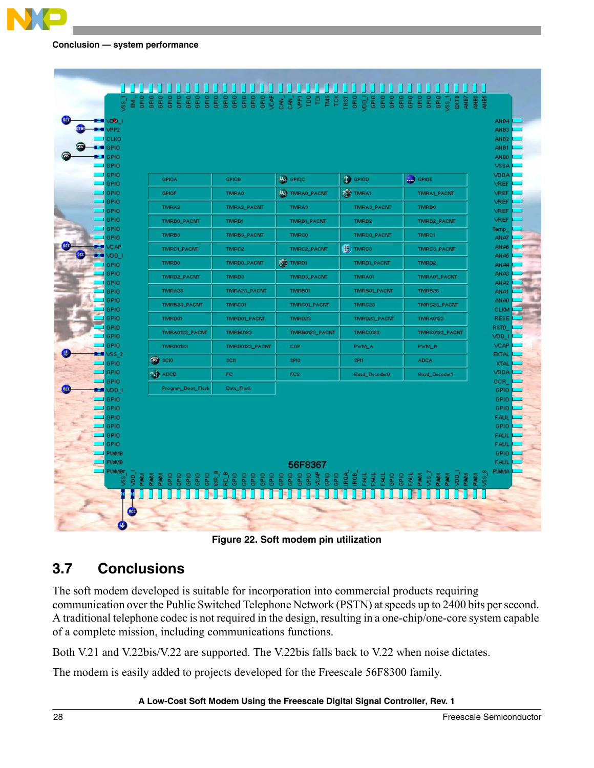Figure 22. Soft modem pin utilization

## 3.7 Conclusions

The soft modem developed is suitable for incorporation into commercial products requiring communication over the Public Switched Telephone Network (PSTN) at speeds up to 2400 bits per second. A traditional telephone codec is not required in the design, resulting in a one-chip/one-core system capable of a complete mission, including communications functions.

Both V.21 and V.22bis/V.22 are supported. The V.22bis falls back to V.22 when noise dictates.

The modem is easily added to projects developed for the Freescale 56F8300 family.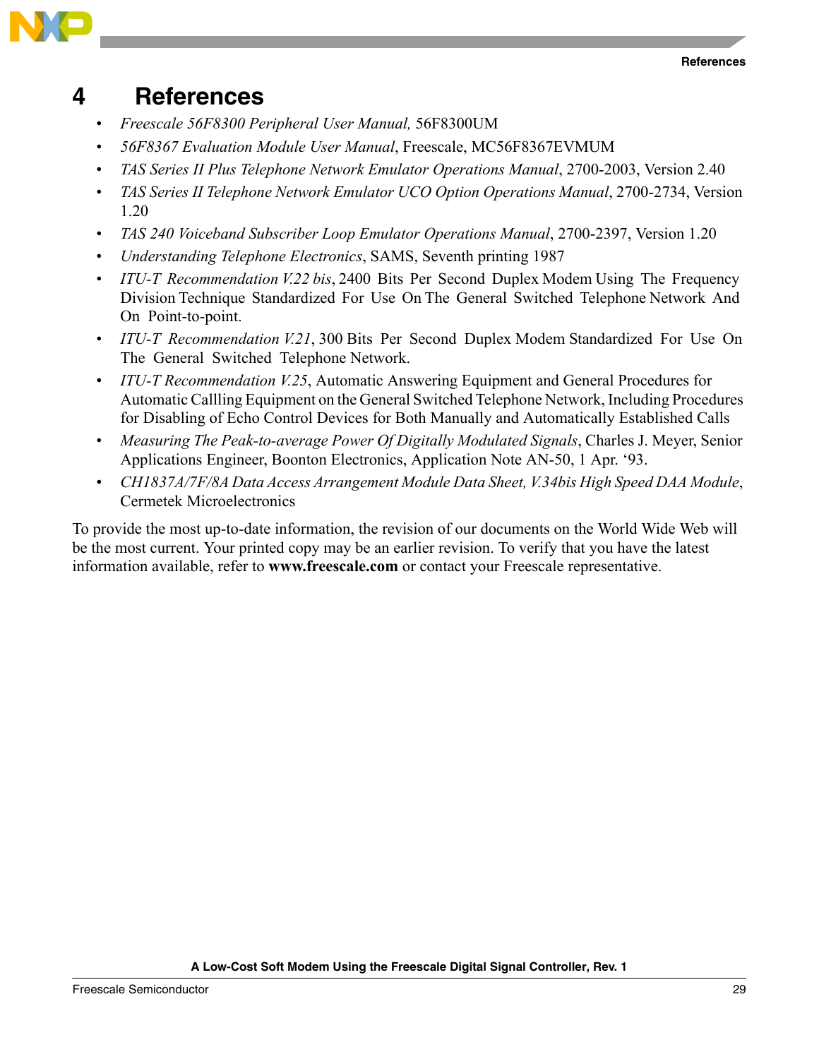# 4 References

- *Freescale 56F8300 Peripheral User Manual,* 56F8300UM
- *56F8367 Evaluation Module User Manual*, Freescale, MC56F8367EVMUM
- *TAS Series II Plus Telephone Network Emulator Operations Manual*, 2700-2003, Version 2.40
- *TAS Series II Telephone Network Emulator UCO Option Operations Manual*, 2700-2734, Version 1.20
- *TAS 240 Voiceband Subscriber Loop Emulator Operations Manual*, 2700-2397, Version 1.20
- *Understanding Telephone Electronics*, SAMS, Seventh printing 1987
- *ITU-T Recommendation V.22 bis*, 2400 Bits Per Second Duplex Modem Using The Frequency Division Technique Standardized For Use On The General Switched Telephone Network And On Point-to-point.
- *ITU-T Recommendation V.21*, 300 Bits Per Second Duplex Modem Standardized For Use On The General Switched Telephone Network.
- *ITU-T Recommendation V.25*, Automatic Answering Equipment and General Procedures for Automatic Callling Equipment on the General Switched Telephone Network, Including Procedures for Disabling of Echo Control Devices for Both Manually and Automatically Established Calls
- *Measuring The Peak-to-average Power Of Digitally Modulated Signals*, Charles J. Meyer, Senior Applications Engineer, Boonton Electronics, Application Note AN-50, 1 Apr. '93.
- *CH1837A/7F/8A Data Access Arrangement Module Data Sheet, V.34bis High Speed DAA Module*, Cermetek Microelectronics

To provide the most up-to-date information, the revision of our documents on the World Wide Web will be the most current. Your printed copy may be an earlier revision. To verify that you have the latest information available, refer to **www.freescale.com** or contact your Freescale representative.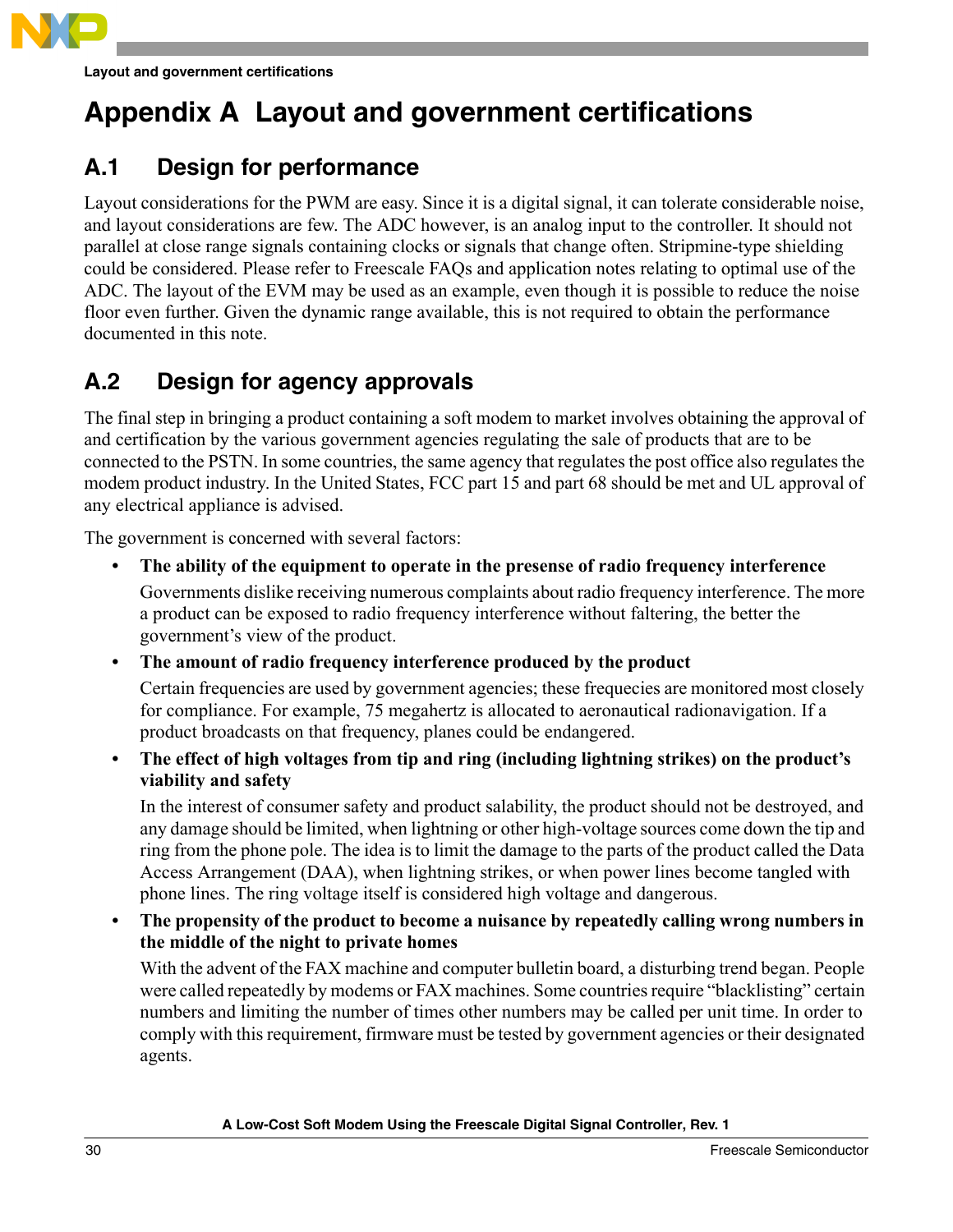# Appendix A Layout and government certifications

## A.1 Design for performance

Layout considerations for the PWM are easy. Since it is a digital signal, it can tolerate considerable noise, and layout considerations are few. The ADC however, is an analog input to the controller. It should not parallel at close range signals containing clocks or signals that change often. Stripmine-type shielding could be considered. Please refer to Freescale FAQs and application notes relating to optimal use of the ADC. The layout of the EVM may be used as an example, even though it is possible to reduce the noise floor even further. Given the dynamic range available, this is not required to obtain the performance documented in this note.

## A.2 Design for agency approvals

The final step in bringing a product containing a soft modem to market involves obtaining the approval of and certification by the various government agencies regulating the sale of products that are to be connected to the PSTN. In some countries, the same agency that regulates the post office also regulates the modem product industry. In the United States, FCC part 15 and part 68 should be met and UL approval of any electrical appliance is advised.

The government is concerned with several factors:

- **The ability of the equipment to operate in the presense of radio frequency interference**

  Governments dislike receiving numerous complaints about radio frequency interference. The more a product can be exposed to radio frequency interference without faltering, the better the government's view of the product.

- **The amount of radio frequency interference produced by the product**

  Certain frequencies are used by government agencies; these frequecies are monitored most closely for compliance. For example, 75 megahertz is allocated to aeronautical radionavigation. If a product broadcasts on that frequency, planes could be endangered.

- **The effect of high voltages from tip and ring (including lightning strikes) on the product's viability and safety**

  In the interest of consumer safety and product salability, the product should not be destroyed, and any damage should be limited, when lightning or other high-voltage sources come down the tip and ring from the phone pole. The idea is to limit the damage to the parts of the product called the Data Access Arrangement (DAA), when lightning strikes, or when power lines become tangled with phone lines. The ring voltage itself is considered high voltage and dangerous.

- **The propensity of the product to become a nuisance by repeatedly calling wrong numbers in the middle of the night to private homes**

  With the advent of the FAX machine and computer bulletin board, a disturbing trend began. People were called repeatedly by modems or FAX machines. Some countries require "blacklisting" certain numbers and limiting the number of times other numbers may be called per unit time. In order to comply with this requirement, firmware must be tested by government agencies or their designated agents.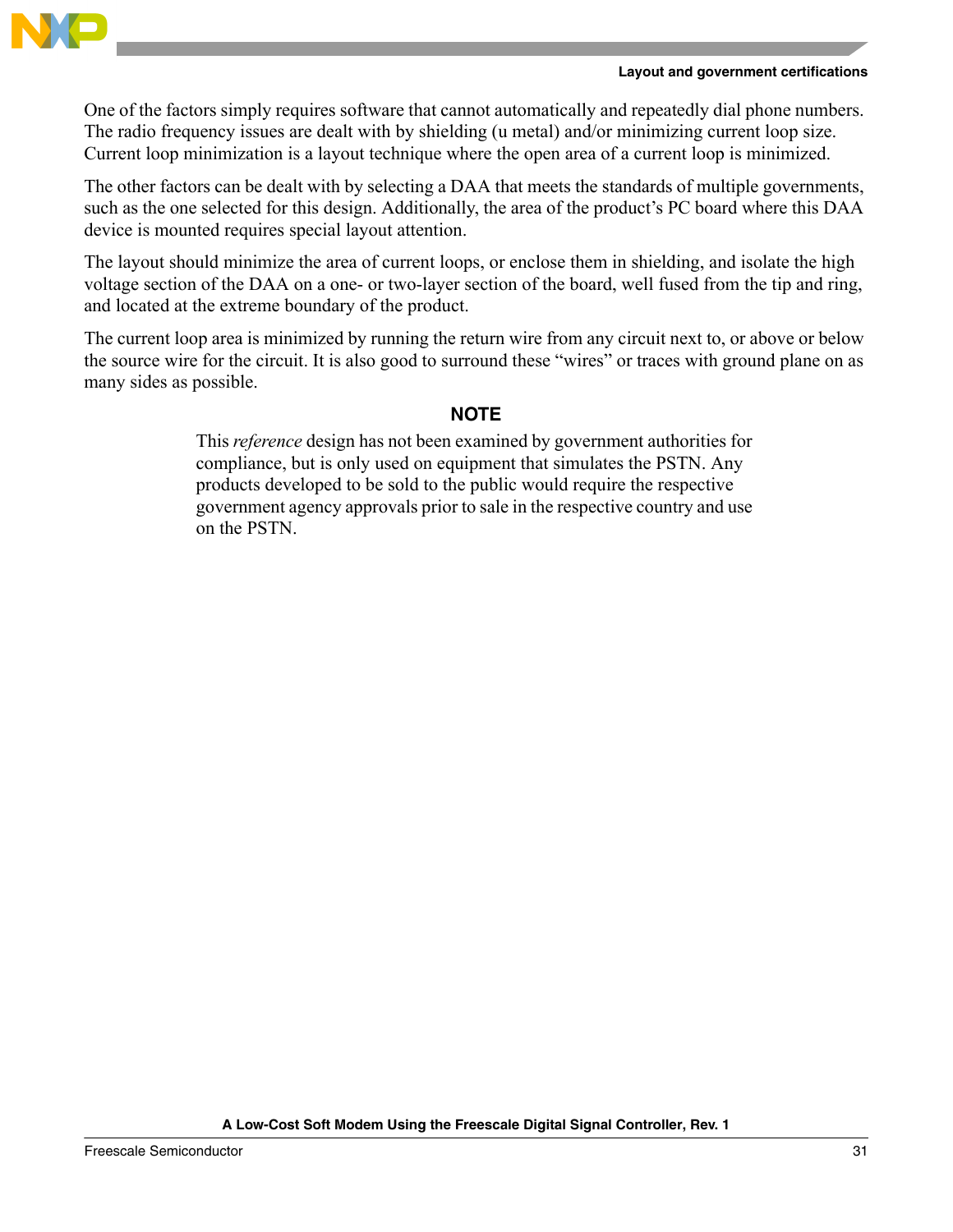One of the factors simply requires software that cannot automatically and repeatedly dial phone numbers. The radio frequency issues are dealt with by shielding (u metal) and/or minimizing current loop size. Current loop minimization is a layout technique where the open area of a current loop is minimized.

The other factors can be dealt with by selecting a DAA that meets the standards of multiple governments, such as the one selected for this design. Additionally, the area of the product's PC board where this DAA device is mounted requires special layout attention.

The layout should minimize the area of current loops, or enclose them in shielding, and isolate the high voltage section of the DAA on a one- or two-layer section of the board, well fused from the tip and ring, and located at the extreme boundary of the product.

The current loop area is minimized by running the return wire from any circuit next to, or above or below the source wire for the circuit. It is also good to surround these "wires" or traces with ground plane on as many sides as possible.

**NOTE**

This *reference* design has not been examined by government authorities for compliance, but is only used on equipment that simulates the PSTN. Any products developed to be sold to the public would require the respective government agency approvals prior to sale in the respective country and use on the PSTN.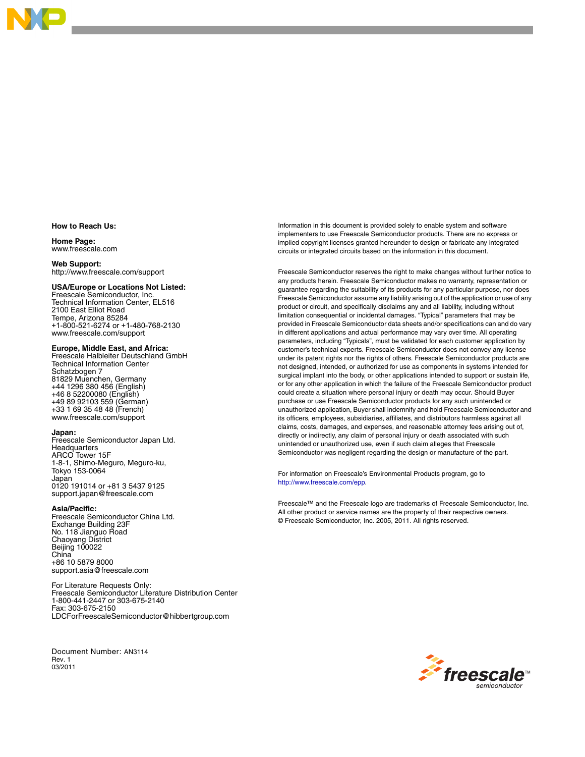**How to Reach Us:**

**Home Page:**
www.freescale.com

**Web Support:**
http://www.freescale.com/support

**USA/Europe or Locations Not Listed:**
Freescale Semiconductor, Inc.
Technical Information Center, EL516
2100 East Elliot Road
Tempe, Arizona 85284
+1-800-521-6274 or +1-480-768-2130
www.freescale.com/support

**Europe, Middle East, and Africa:**
Freescale Halbleiter Deutschland GmbH
Technical Information Center
Schatzbogen 7
81829 Muenchen, Germany
+44 1296 380 456 (English)
+46 8 52200080 (English)
+49 89 92103 559 (German)
+33 1 69 35 48 48 (French)
www.freescale.com/support

**Japan:**
Freescale Semiconductor Japan Ltd.
Headquarters
ARCO Tower 15F
1-8-1, Shimo-Meguro, Meguro-ku,
Tokyo 153-0064
Japan
0120 191014 or +81 3 5437 9125
support.japan@freescale.com

**Asia/Pacific:**
Freescale Semiconductor China Ltd.
Exchange Building 23F
No. 118 Jianguo Road
Chaoyang District
Beijing 100022
China
+86 10 5879 8000
support.asia@freescale.com

For Literature Requests Only:
Freescale Semiconductor Literature Distribution Center
1-800-441-2447 or 303-675-2140
Fax: 303-675-2150
LDCForFreescaleSemiconductor@hibbertgroup.com

Information in this document is provided solely to enable system and software implementers to use Freescale Semiconductor products. There are no express or implied copyright licenses granted hereunder to design or fabricate any integrated circuits or integrated circuits based on the information in this document.

Freescale Semiconductor reserves the right to make changes without further notice to any products herein. Freescale Semiconductor makes no warranty, representation or guarantee regarding the suitability of its products for any particular purpose, nor does Freescale Semiconductor assume any liability arising out of the application or use of any product or circuit, and specifically disclaims any and all liability, including without limitation consequential or incidental damages. "Typical" parameters that may be provided in Freescale Semiconductor data sheets and/or specifications can and do vary in different applications and actual performance may vary over time. All operating parameters, including "Typicals", must be validated for each customer application by customer's technical experts. Freescale Semiconductor does not convey any license under its patent rights nor the rights of others. Freescale Semiconductor products are not designed, intended, or authorized for use as components in systems intended for surgical implant into the body, or other applications intended to support or sustain life, or for any other application in which the failure of the Freescale Semiconductor product could create a situation where personal injury or death may occur. Should Buyer purchase or use Freescale Semiconductor products for any such unintended or unauthorized application, Buyer shall indemnify and hold Freescale Semiconductor and its officers, employees, subsidiaries, affiliates, and distributors harmless against all claims, costs, damages, and expenses, and reasonable attorney fees arising out of, directly or indirectly, any claim of personal injury or death associated with such unintended or unauthorized use, even if such claim alleges that Freescale Semiconductor was negligent regarding the design or manufacture of the part.

For information on Freescale's Environmental Products program, go to http://www.freescale.com/epp.

Freescale™ and the Freescale logo are trademarks of Freescale Semiconductor, Inc. All other product or service names are the property of their respective owners.
© Freescale Semiconductor, Inc. 2005, 2011. All rights reserved.

Document Number: AN3114
Rev. 1
03/2011